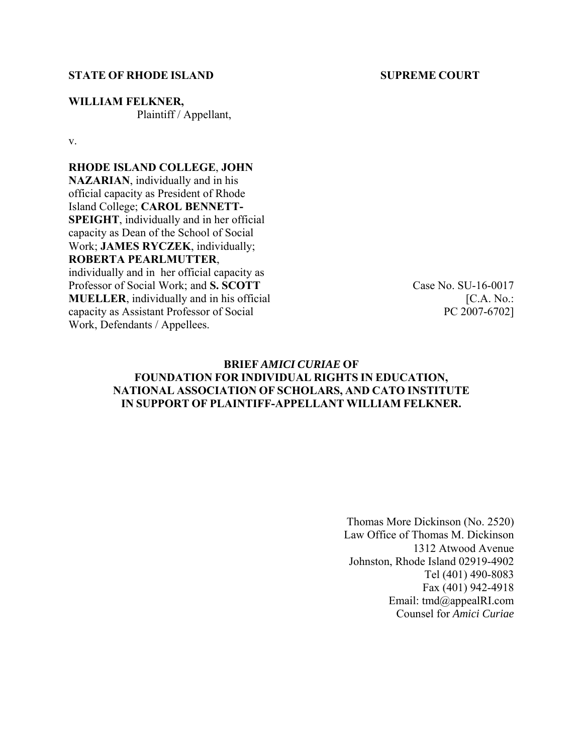**STATE OF RHODE ISLAND** **SUPREME COURT**

**WILLIAM FELKNER,**
Plaintiff / Appellant,

v.

**RHODE ISLAND COLLEGE**, **JOHN NAZARIAN**, individually and in his official capacity as President of Rhode Island College; **CAROL BENNETT-SPEIGHT**, individually and in her official capacity as Dean of the School of Social Work; **JAMES RYCZEK**, individually; **ROBERTA PEARLMUTTER**, individually and in her official capacity as Professor of Social Work; and **S. SCOTT MUELLER**, individually and in his official capacity as Assistant Professor of Social Work, Defendants / Appellees.

Case No. SU-16-0017
[C.A. No.:
PC 2007-6702]

**BRIEF *AMICI CURIAE* OF
FOUNDATION FOR INDIVIDUAL RIGHTS IN EDUCATION,
NATIONAL ASSOCIATION OF SCHOLARS, AND CATO INSTITUTE
IN SUPPORT OF PLAINTIFF-APPELLANT WILLIAM FELKNER.**

Thomas More Dickinson (No. 2520)
Law Office of Thomas M. Dickinson
1312 Atwood Avenue
Johnston, Rhode Island 02919-4902
Tel (401) 490-8083
Fax (401) 942-4918
Email: tmd@appealRI.com
Counsel for *Amici Curiae*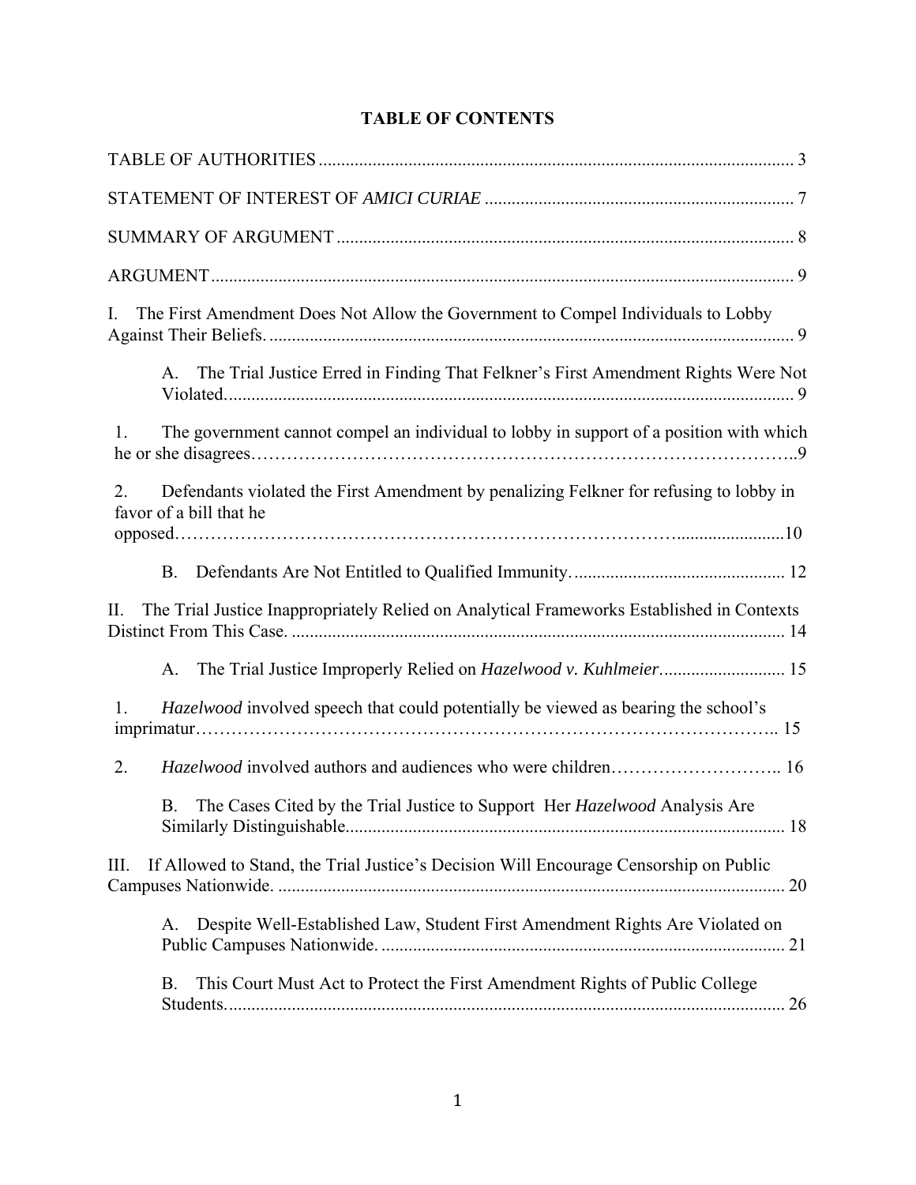# TABLE OF CONTENTS

TABLE OF AUTHORITIES ........................................................................................................ 3

STATEMENT OF INTEREST OF *AMICI CURIAE* ..................................................................... 7

SUMMARY OF ARGUMENT ..................................................................................................... 8

ARGUMENT ................................................................................................................................ 9

I. The First Amendment Does Not Allow the Government to Compel Individuals to Lobby Against Their Beliefs. .................................................................................................................... 9

A. The Trial Justice Erred in Finding That Felkner's First Amendment Rights Were Not Violated. ............................................................................................................................ 9

1. The government cannot compel an individual to lobby in support of a position with which he or she disagrees……………………………………………………………………………..9

2. Defendants violated the First Amendment by penalizing Felkner for refusing to lobby in favor of a bill that he opposed………………………………………………………………………………........................10

B. Defendants Are Not Entitled to Qualified Immunity. .............................................. 12

II. The Trial Justice Inappropriately Relied on Analytical Frameworks Established in Contexts Distinct From This Case. ............................................................................................................ 14

A. The Trial Justice Improperly Relied on *Hazelwood v. Kuhlmeier*........................... 15

1. *Hazelwood* involved speech that could potentially be viewed as bearing the school's imprimatur………………………………………………………………………………….. 15

2. *Hazelwood* involved authors and audiences who were children……………………….. 16

B. The Cases Cited by the Trial Justice to Support Her *Hazelwood* Analysis Are Similarly Distinguishable................................................................................................ 18

III. If Allowed to Stand, the Trial Justice's Decision Will Encourage Censorship on Public Campuses Nationwide. ................................................................................................................ 20

A. Despite Well-Established Law, Student First Amendment Rights Are Violated on Public Campuses Nationwide. ......................................................................................... 21

B. This Court Must Act to Protect the First Amendment Rights of Public College Students. .......................................................................................................................... 26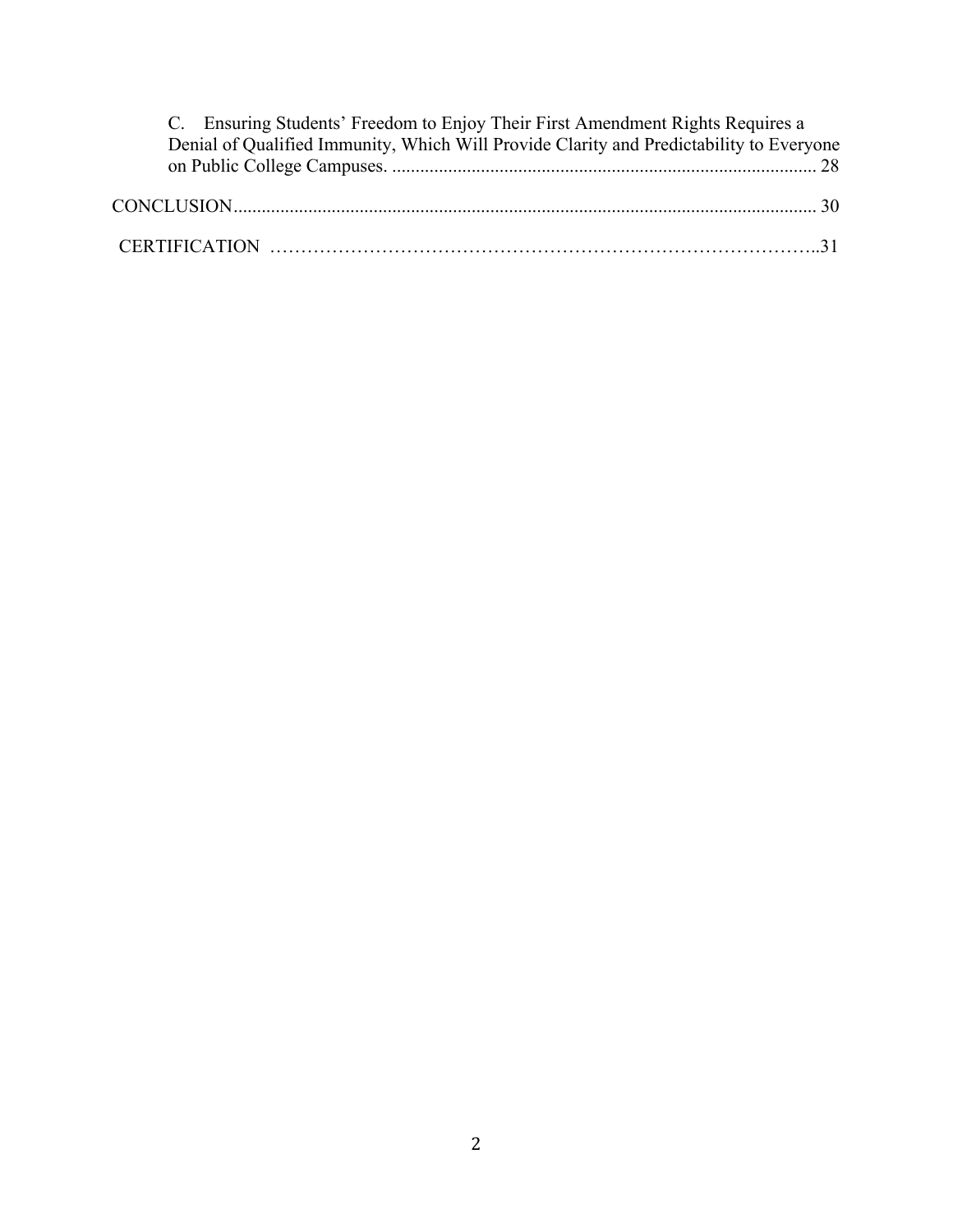C. Ensuring Students' Freedom to Enjoy Their First Amendment Rights Requires a Denial of Qualified Immunity, Which Will Provide Clarity and Predictability to Everyone on Public College Campuses. .......................................................................................... 28

CONCLUSION........................................................................................................................... 30

CERTIFICATION ……………………………………………………………………………..31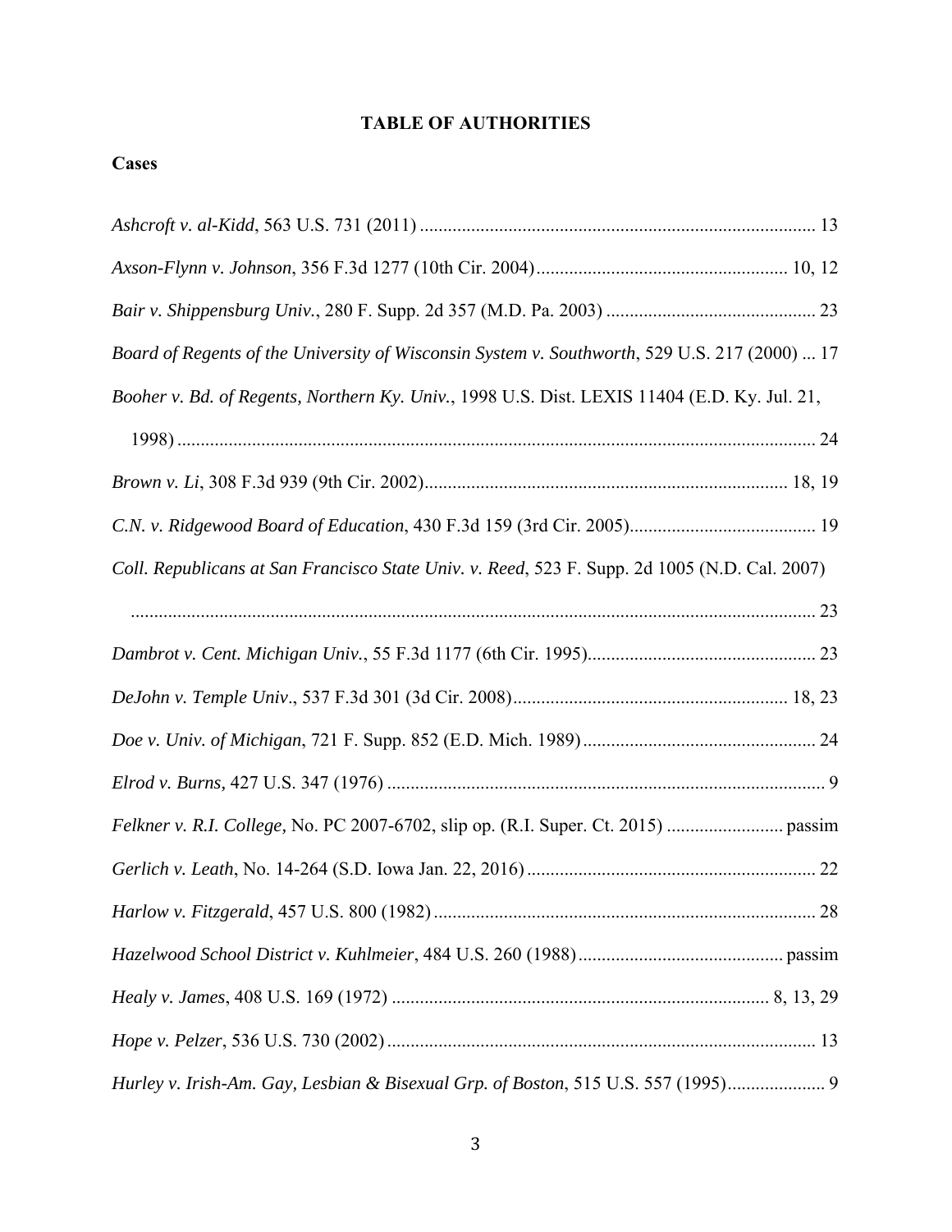## TABLE OF AUTHORITIES

### Cases

*Ashcroft v. al-Kidd*, 563 U.S. 731 (2011) ..................................................................................... 13

*Axson-Flynn v. Johnson*, 356 F.3d 1277 (10th Cir. 2004)...................................................... 10, 12

*Bair v. Shippensburg Univ.*, 280 F. Supp. 2d 357 (M.D. Pa. 2003) ............................................. 23

*Board of Regents of the University of Wisconsin System v. Southworth*, 529 U.S. 217 (2000) ... 17

*Booher v. Bd. of Regents, Northern Ky. Univ.*, 1998 U.S. Dist. LEXIS 11404 (E.D. Ky. Jul. 21, 1998) ........................................................................................................................................ 24

*Brown v. Li*, 308 F.3d 939 (9th Cir. 2002).............................................................................. 18, 19

*C.N. v. Ridgewood Board of Education*, 430 F.3d 159 (3rd Cir. 2005)........................................ 19

*Coll. Republicans at San Francisco State Univ. v. Reed*, 523 F. Supp. 2d 1005 (N.D. Cal. 2007) .................................................................................................................................................. 23

*Dambrot v. Cent. Michigan Univ.*, 55 F.3d 1177 (6th Cir. 1995)................................................. 23

*DeJohn v. Temple Univ*., 537 F.3d 301 (3d Cir. 2008)........................................................... 18, 23

*Doe v. Univ. of Michigan*, 721 F. Supp. 852 (E.D. Mich. 1989).................................................. 24

*Elrod v. Burns,* 427 U.S. 347 (1976) .............................................................................................. 9

*Felkner v. R.I. College,* No. PC 2007-6702, slip op. (R.I. Super. Ct. 2015) ......................... passim

*Gerlich v. Leath*, No. 14-264 (S.D. Iowa Jan. 22, 2016).............................................................. 22

*Harlow v. Fitzgerald*, 457 U.S. 800 (1982).................................................................................. 28

*Hazelwood School District v. Kuhlmeier*, 484 U.S. 260 (1988)............................................ passim

*Healy v. James*, 408 U.S. 169 (1972) ................................................................................ 8, 13, 29

*Hope v. Pelzer*, 536 U.S. 730 (2002)............................................................................................ 13

*Hurley v. Irish-Am. Gay, Lesbian & Bisexual Grp. of Boston*, 515 U.S. 557 (1995)..................... 9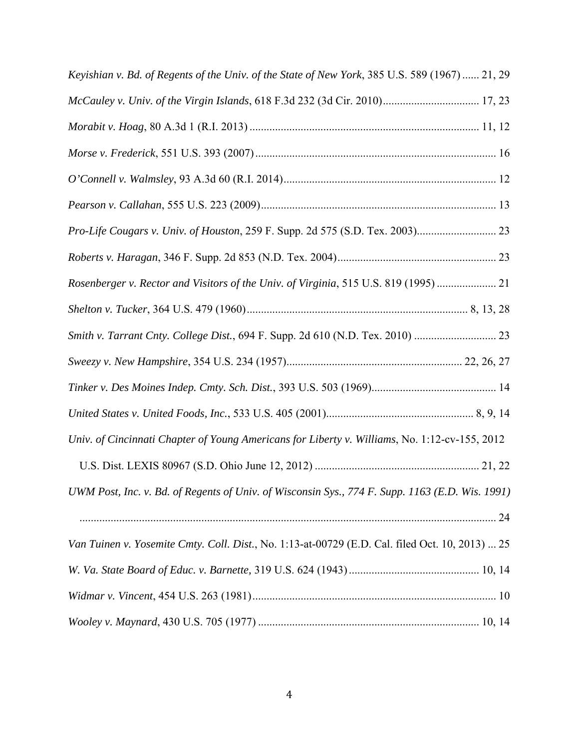*Keyishian v. Bd. of Regents of the Univ. of the State of New York*, 385 U.S. 589 (1967) ...... 21, 29

*McCauley v. Univ. of the Virgin Islands*, 618 F.3d 232 (3d Cir. 2010).................................. 17, 23

*Morabit v. Hoag*, 80 A.3d 1 (R.I. 2013) ................................................................................. 11, 12

*Morse v. Frederick*, 551 U.S. 393 (2007) ..................................................................................... 16

*O'Connell v. Walmsley*, 93 A.3d 60 (R.I. 2014)........................................................................... 12

*Pearson v. Callahan*, 555 U.S. 223 (2009)................................................................................... 13

*Pro-Life Cougars v. Univ. of Houston*, 259 F. Supp. 2d 575 (S.D. Tex. 2003)............................ 23

*Roberts v. Haragan*, 346 F. Supp. 2d 853 (N.D. Tex. 2004)........................................................ 23

*Rosenberger v. Rector and Visitors of the Univ. of Virginia*, 515 U.S. 819 (1995) ..................... 21

*Shelton v. Tucker*, 364 U.S. 479 (1960)............................................................................. 8, 13, 28

*Smith v. Tarrant Cnty. College Dist.*, 694 F. Supp. 2d 610 (N.D. Tex. 2010) ............................. 23

*Sweezy v. New Hampshire*, 354 U.S. 234 (1957)............................................................. 22, 26, 27

*Tinker v. Des Moines Indep. Cmty. Sch. Dist.*, 393 U.S. 503 (1969)............................................ 14

*United States v. United Foods, Inc.*, 533 U.S. 405 (2001).................................................... 8, 9, 14

*Univ. of Cincinnati Chapter of Young Americans for Liberty v. Williams*, No. 1:12-cv-155, 2012 U.S. Dist. LEXIS 80967 (S.D. Ohio June 12, 2012) .......................................................... 21, 22

*UWM Post, Inc. v. Bd. of Regents of Univ. of Wisconsin Sys., 774 F. Supp. 1163 (E.D. Wis. 1991)* .................................................................................................................................... 24

*Van Tuinen v. Yosemite Cmty. Coll. Dist.*, No. 1:13-at-00729 (E.D. Cal. filed Oct. 10, 2013) ... 25

*W. Va. State Board of Educ. v. Barnette,* 319 U.S. 624 (1943) .............................................. 10, 14

*Widmar v. Vincent*, 454 U.S. 263 (1981)...................................................................................... 10

*Wooley v. Maynard*, 430 U.S. 705 (1977) .............................................................................. 10, 14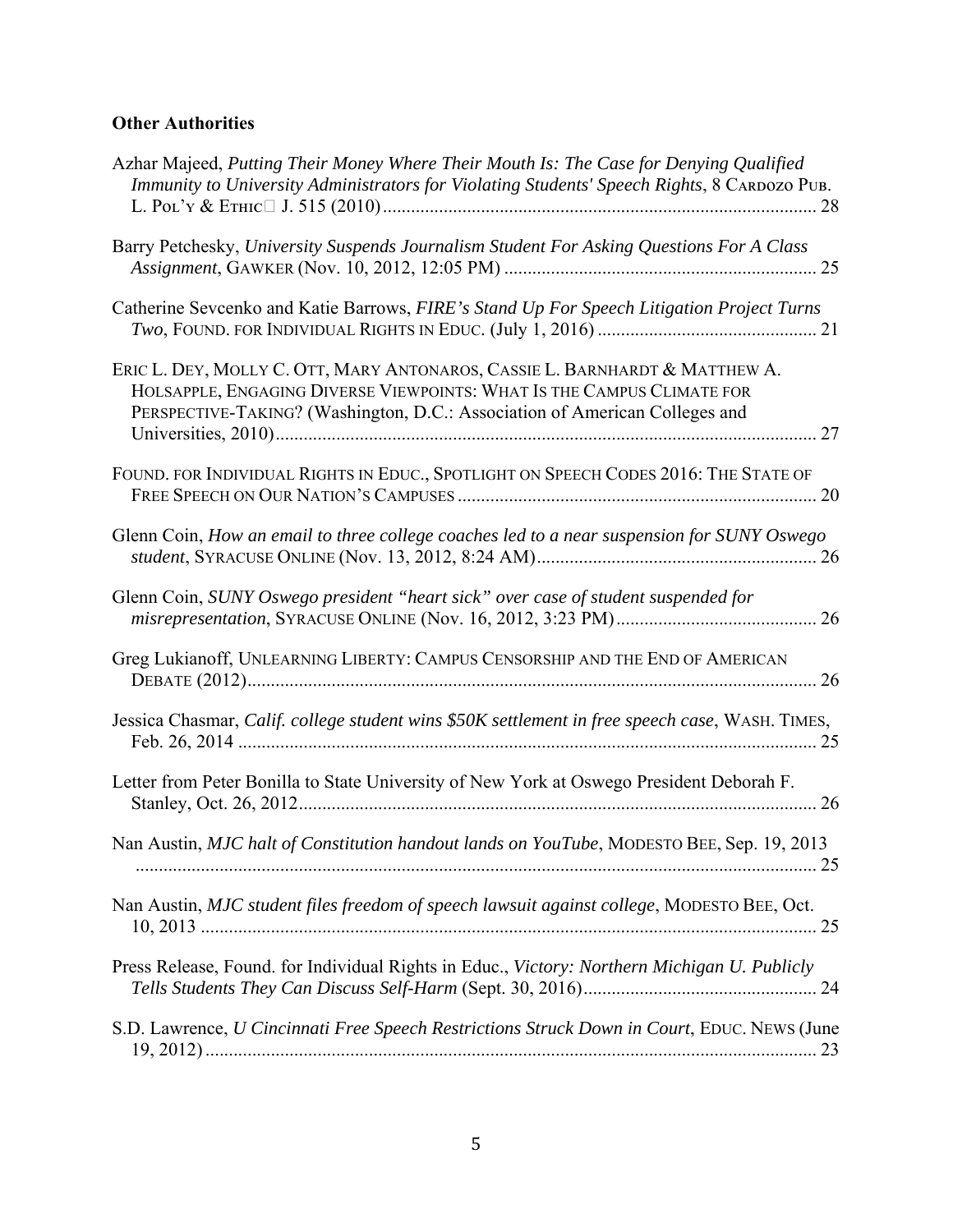**Other Authorities**

Azhar Majeed, *Putting Their Money Where Their Mouth Is: The Case for Denying Qualified Immunity to University Administrators for Violating Students' Speech Rights*, 8 CARDOZO PUB. L. POL'Y & ETHIC J. 515 (2010) ............ 28

Barry Petchesky, *University Suspends Journalism Student For Asking Questions For A Class Assignment*, GAWKER (Nov. 10, 2012, 12:05 PM) ............ 25

Catherine Sevcenko and Katie Barrows, *FIRE's Stand Up For Speech Litigation Project Turns Two*, FOUND. FOR INDIVIDUAL RIGHTS IN EDUC. (July 1, 2016) ............ 21

ERIC L. DEY, MOLLY C. OTT, MARY ANTONAROS, CASSIE L. BARNHARDT & MATTHEW A. HOLSAPPLE, ENGAGING DIVERSE VIEWPOINTS: WHAT IS THE CAMPUS CLIMATE FOR PERSPECTIVE-TAKING? (Washington, D.C.: Association of American Colleges and Universities, 2010) ............ 27

FOUND. FOR INDIVIDUAL RIGHTS IN EDUC., SPOTLIGHT ON SPEECH CODES 2016: THE STATE OF FREE SPEECH ON OUR NATION'S CAMPUSES ............ 20

Glenn Coin, *How an email to three college coaches led to a near suspension for SUNY Oswego student*, SYRACUSE ONLINE (Nov. 13, 2012, 8:24 AM) ............ 26

Glenn Coin, *SUNY Oswego president "heart sick" over case of student suspended for misrepresentation*, SYRACUSE ONLINE (Nov. 16, 2012, 3:23 PM) ............ 26

Greg Lukianoff, UNLEARNING LIBERTY: CAMPUS CENSORSHIP AND THE END OF AMERICAN DEBATE (2012) ............ 26

Jessica Chasmar, *Calif. college student wins $50K settlement in free speech case*, WASH. TIMES, Feb. 26, 2014 ............ 25

Letter from Peter Bonilla to State University of New York at Oswego President Deborah F. Stanley, Oct. 26, 2012 ............ 26

Nan Austin, *MJC halt of Constitution handout lands on YouTube*, MODESTO BEE, Sep. 19, 2013 ............ 25

Nan Austin, *MJC student files freedom of speech lawsuit against college*, MODESTO BEE, Oct. 10, 2013 ............ 25

Press Release, Found. for Individual Rights in Educ., *Victory: Northern Michigan U. Publicly Tells Students They Can Discuss Self-Harm* (Sept. 30, 2016) ............ 24

S.D. Lawrence, *U Cincinnati Free Speech Restrictions Struck Down in Court*, EDUC. NEWS (June 19, 2012) ............ 23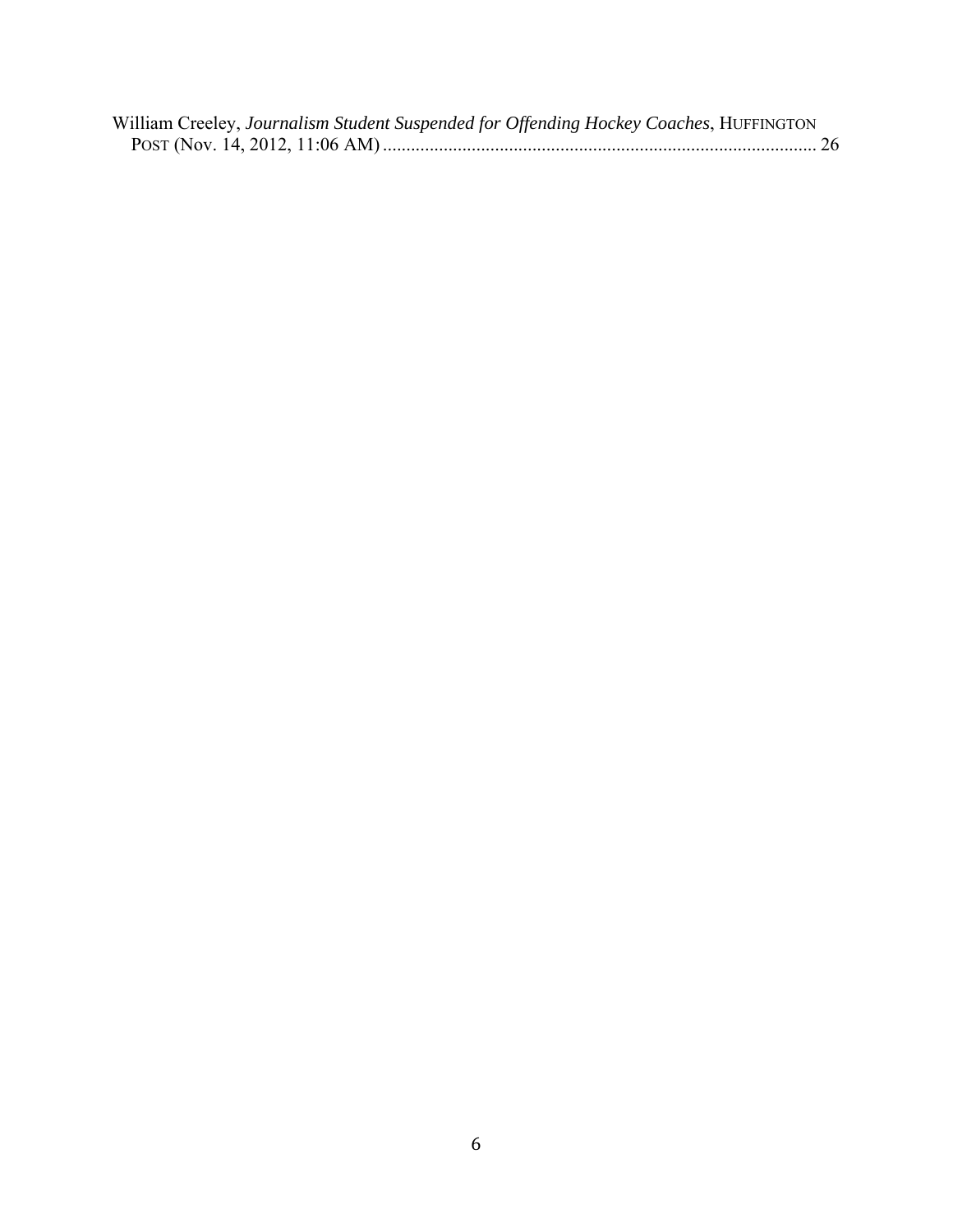William Creeley, *Journalism Student Suspended for Offending Hockey Coaches*, HUFFINGTON POST (Nov. 14, 2012, 11:06 AM) ............................................................................................ 26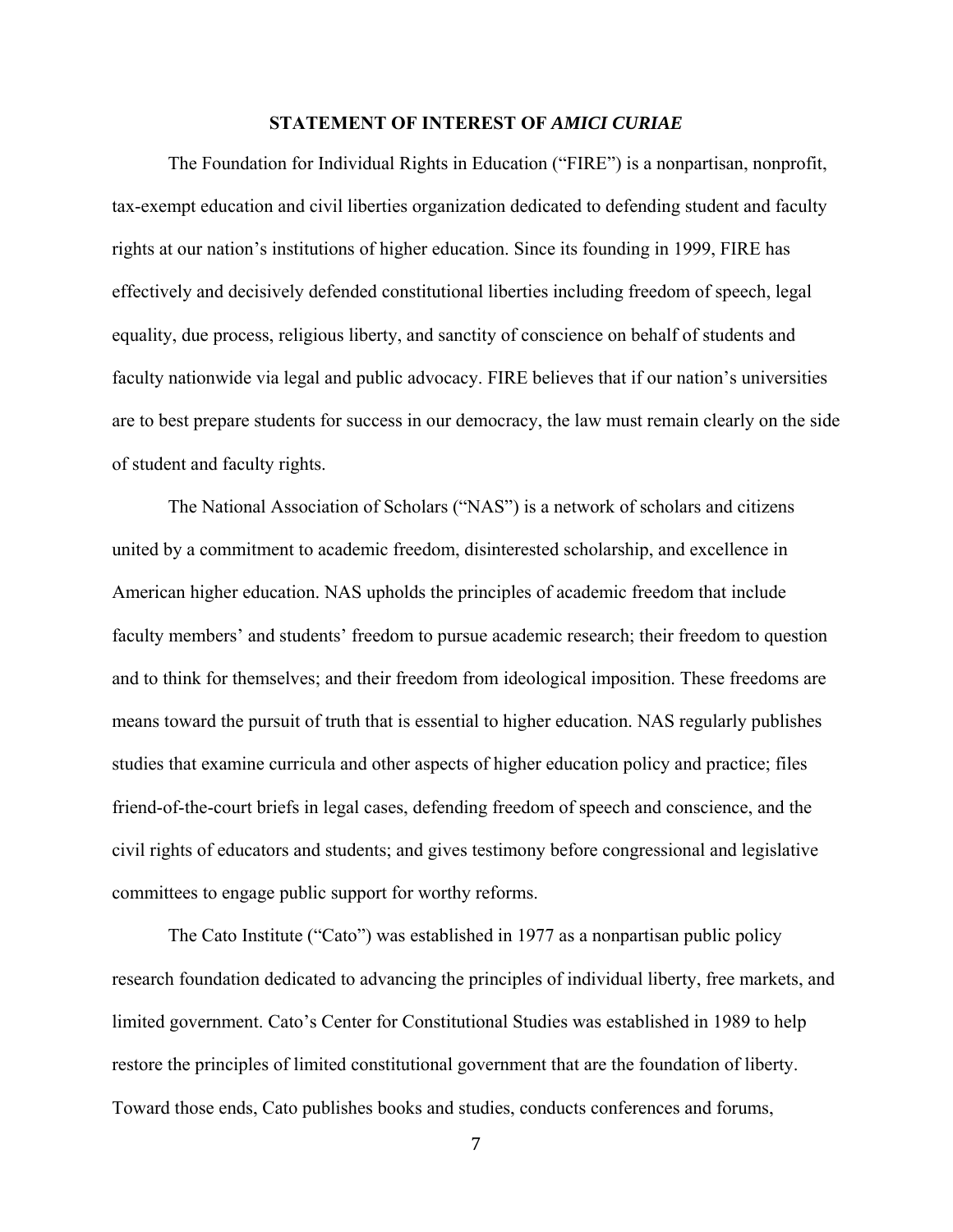## STATEMENT OF INTEREST OF *AMICI CURIAE*

The Foundation for Individual Rights in Education ("FIRE") is a nonpartisan, nonprofit, tax-exempt education and civil liberties organization dedicated to defending student and faculty rights at our nation's institutions of higher education. Since its founding in 1999, FIRE has effectively and decisively defended constitutional liberties including freedom of speech, legal equality, due process, religious liberty, and sanctity of conscience on behalf of students and faculty nationwide via legal and public advocacy. FIRE believes that if our nation's universities are to best prepare students for success in our democracy, the law must remain clearly on the side of student and faculty rights.

The National Association of Scholars ("NAS") is a network of scholars and citizens united by a commitment to academic freedom, disinterested scholarship, and excellence in American higher education. NAS upholds the principles of academic freedom that include faculty members' and students' freedom to pursue academic research; their freedom to question and to think for themselves; and their freedom from ideological imposition. These freedoms are means toward the pursuit of truth that is essential to higher education. NAS regularly publishes studies that examine curricula and other aspects of higher education policy and practice; files friend-of-the-court briefs in legal cases, defending freedom of speech and conscience, and the civil rights of educators and students; and gives testimony before congressional and legislative committees to engage public support for worthy reforms.

The Cato Institute ("Cato") was established in 1977 as a nonpartisan public policy research foundation dedicated to advancing the principles of individual liberty, free markets, and limited government. Cato's Center for Constitutional Studies was established in 1989 to help restore the principles of limited constitutional government that are the foundation of liberty. Toward those ends, Cato publishes books and studies, conducts conferences and forums,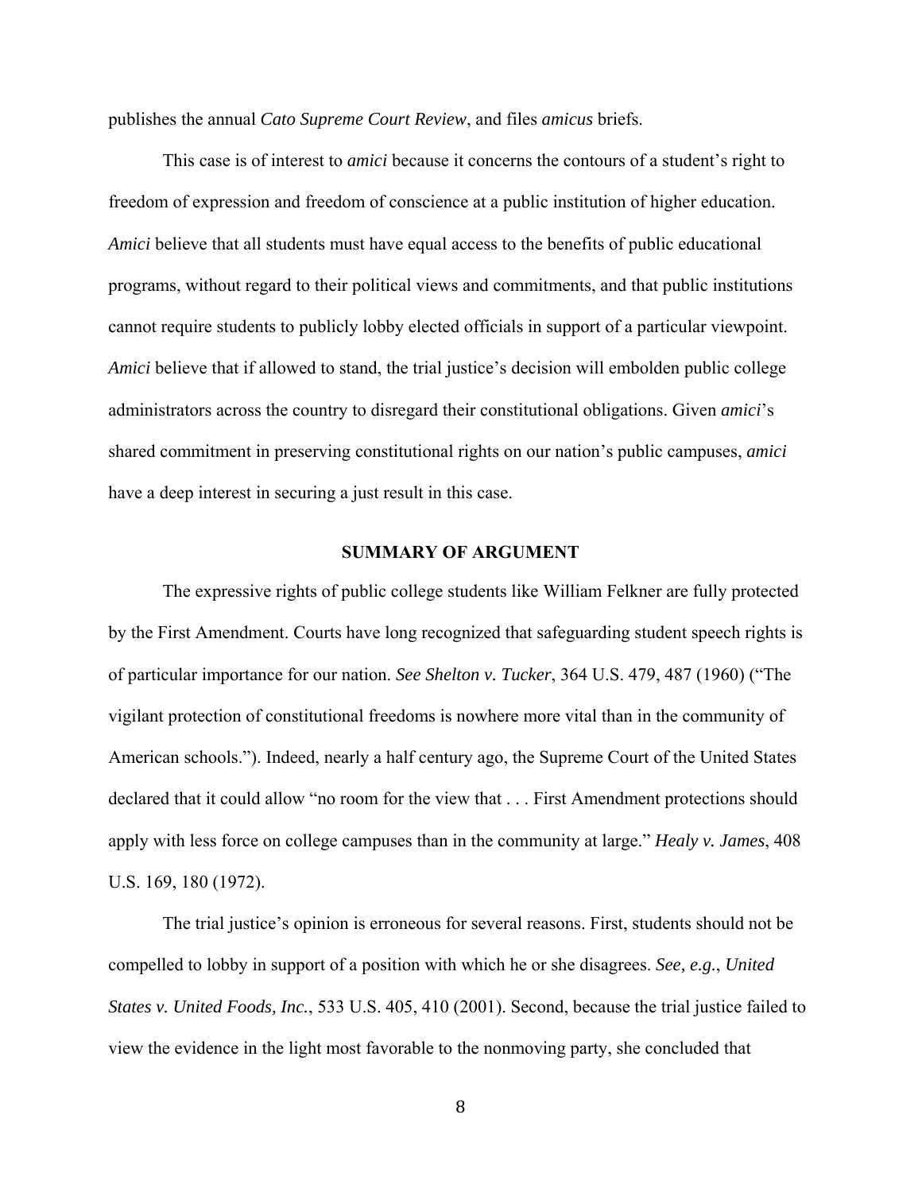publishes the annual *Cato Supreme Court Review*, and files *amicus* briefs.

This case is of interest to *amici* because it concerns the contours of a student's right to freedom of expression and freedom of conscience at a public institution of higher education. *Amici* believe that all students must have equal access to the benefits of public educational programs, without regard to their political views and commitments, and that public institutions cannot require students to publicly lobby elected officials in support of a particular viewpoint. *Amici* believe that if allowed to stand, the trial justice's decision will embolden public college administrators across the country to disregard their constitutional obligations. Given *amici*'s shared commitment in preserving constitutional rights on our nation's public campuses, *amici* have a deep interest in securing a just result in this case.

## SUMMARY OF ARGUMENT

The expressive rights of public college students like William Felkner are fully protected by the First Amendment. Courts have long recognized that safeguarding student speech rights is of particular importance for our nation. *See Shelton v. Tucker*, 364 U.S. 479, 487 (1960) ("The vigilant protection of constitutional freedoms is nowhere more vital than in the community of American schools."). Indeed, nearly a half century ago, the Supreme Court of the United States declared that it could allow "no room for the view that . . . First Amendment protections should apply with less force on college campuses than in the community at large." *Healy v. James*, 408 U.S. 169, 180 (1972).

The trial justice's opinion is erroneous for several reasons. First, students should not be compelled to lobby in support of a position with which he or she disagrees. *See, e.g.*, *United States v. United Foods, Inc.*, 533 U.S. 405, 410 (2001). Second, because the trial justice failed to view the evidence in the light most favorable to the nonmoving party, she concluded that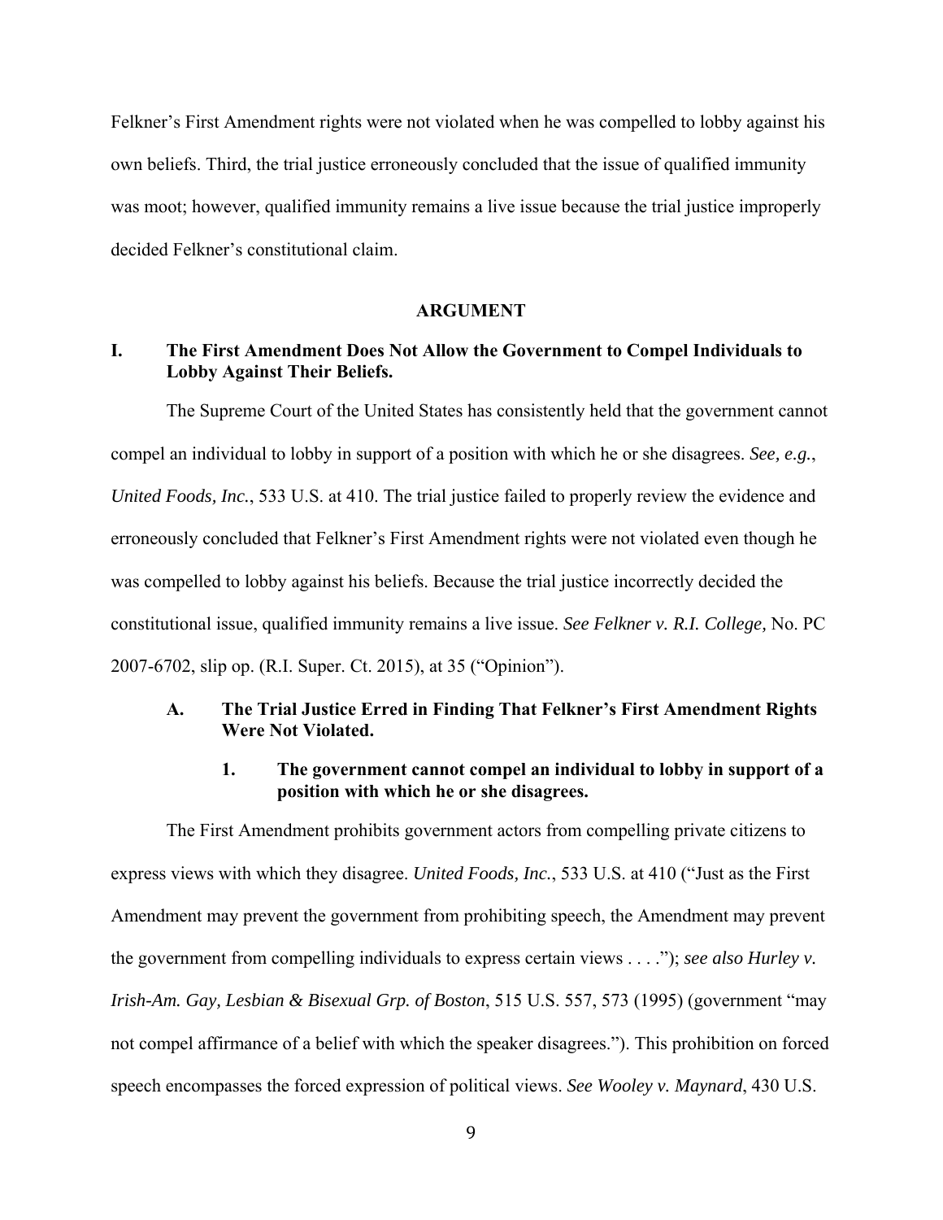Felkner's First Amendment rights were not violated when he was compelled to lobby against his own beliefs. Third, the trial justice erroneously concluded that the issue of qualified immunity was moot; however, qualified immunity remains a live issue because the trial justice improperly decided Felkner's constitutional claim.

## ARGUMENT

### I. The First Amendment Does Not Allow the Government to Compel Individuals to Lobby Against Their Beliefs.

The Supreme Court of the United States has consistently held that the government cannot compel an individual to lobby in support of a position with which he or she disagrees. *See, e.g.*, *United Foods, Inc.*, 533 U.S. at 410. The trial justice failed to properly review the evidence and erroneously concluded that Felkner's First Amendment rights were not violated even though he was compelled to lobby against his beliefs. Because the trial justice incorrectly decided the constitutional issue, qualified immunity remains a live issue. *See Felkner v. R.I. College,* No. PC 2007-6702, slip op. (R.I. Super. Ct. 2015), at 35 ("Opinion").

#### A. The Trial Justice Erred in Finding That Felkner's First Amendment Rights Were Not Violated.

##### 1. The government cannot compel an individual to lobby in support of a position with which he or she disagrees.

The First Amendment prohibits government actors from compelling private citizens to express views with which they disagree. *United Foods, Inc.*, 533 U.S. at 410 ("Just as the First Amendment may prevent the government from prohibiting speech, the Amendment may prevent the government from compelling individuals to express certain views . . . ."); *see also Hurley v. Irish-Am. Gay, Lesbian & Bisexual Grp. of Boston*, 515 U.S. 557, 573 (1995) (government "may not compel affirmance of a belief with which the speaker disagrees."). This prohibition on forced speech encompasses the forced expression of political views. *See Wooley v. Maynard*, 430 U.S.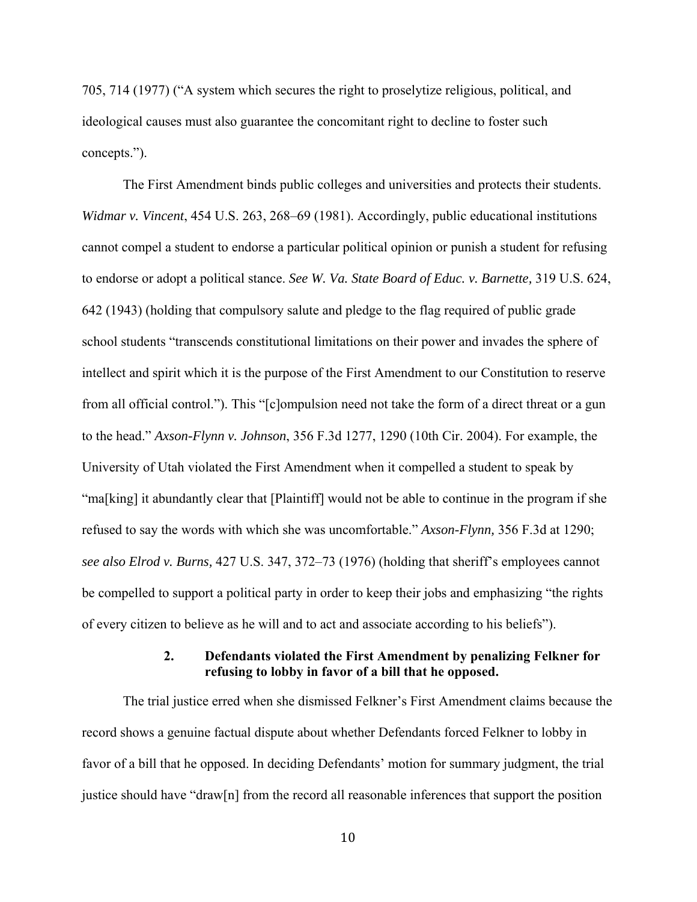705, 714 (1977) ("A system which secures the right to proselytize religious, political, and ideological causes must also guarantee the concomitant right to decline to foster such concepts.").

The First Amendment binds public colleges and universities and protects their students. *Widmar v. Vincent*, 454 U.S. 263, 268–69 (1981). Accordingly, public educational institutions cannot compel a student to endorse a particular political opinion or punish a student for refusing to endorse or adopt a political stance. *See W. Va. State Board of Educ. v. Barnette,* 319 U.S. 624, 642 (1943) (holding that compulsory salute and pledge to the flag required of public grade school students "transcends constitutional limitations on their power and invades the sphere of intellect and spirit which it is the purpose of the First Amendment to our Constitution to reserve from all official control."). This "[c]ompulsion need not take the form of a direct threat or a gun to the head." *Axson-Flynn v. Johnson*, 356 F.3d 1277, 1290 (10th Cir. 2004). For example, the University of Utah violated the First Amendment when it compelled a student to speak by "ma[king] it abundantly clear that [Plaintiff] would not be able to continue in the program if she refused to say the words with which she was uncomfortable." *Axson-Flynn,* 356 F.3d at 1290; *see also Elrod v. Burns,* 427 U.S. 347, 372–73 (1976) (holding that sheriff's employees cannot be compelled to support a political party in order to keep their jobs and emphasizing "the rights of every citizen to believe as he will and to act and associate according to his beliefs").

### 2. Defendants violated the First Amendment by penalizing Felkner for refusing to lobby in favor of a bill that he opposed.

The trial justice erred when she dismissed Felkner's First Amendment claims because the record shows a genuine factual dispute about whether Defendants forced Felkner to lobby in favor of a bill that he opposed. In deciding Defendants' motion for summary judgment, the trial justice should have "draw[n] from the record all reasonable inferences that support the position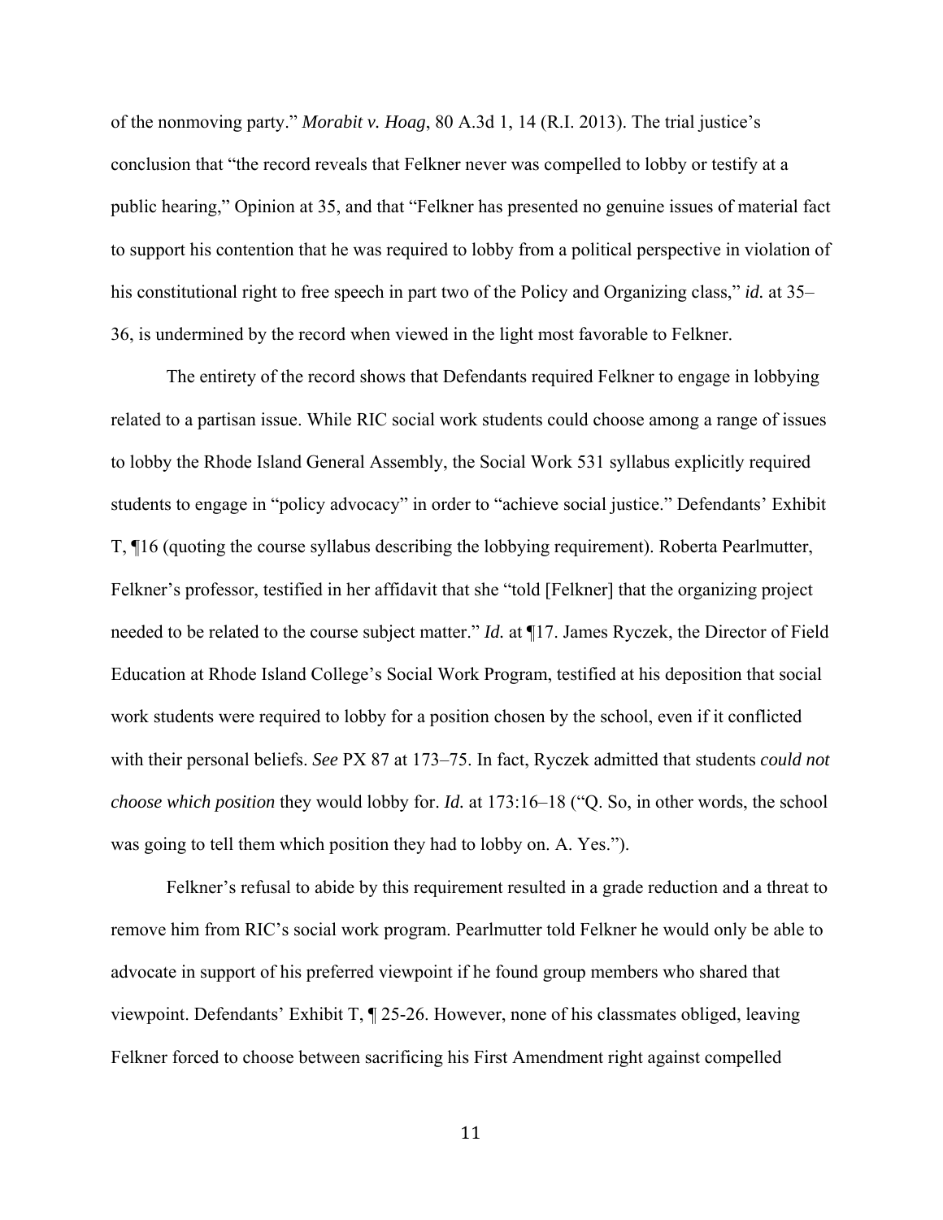of the nonmoving party." *Morabit v. Hoag*, 80 A.3d 1, 14 (R.I. 2013). The trial justice's conclusion that "the record reveals that Felkner never was compelled to lobby or testify at a public hearing," Opinion at 35, and that "Felkner has presented no genuine issues of material fact to support his contention that he was required to lobby from a political perspective in violation of his constitutional right to free speech in part two of the Policy and Organizing class," *id.* at 35–36, is undermined by the record when viewed in the light most favorable to Felkner.

The entirety of the record shows that Defendants required Felkner to engage in lobbying related to a partisan issue. While RIC social work students could choose among a range of issues to lobby the Rhode Island General Assembly, the Social Work 531 syllabus explicitly required students to engage in "policy advocacy" in order to "achieve social justice." Defendants' Exhibit T, ¶16 (quoting the course syllabus describing the lobbying requirement). Roberta Pearlmutter, Felkner's professor, testified in her affidavit that she "told [Felkner] that the organizing project needed to be related to the course subject matter." *Id.* at ¶17. James Ryczek, the Director of Field Education at Rhode Island College's Social Work Program, testified at his deposition that social work students were required to lobby for a position chosen by the school, even if it conflicted with their personal beliefs. *See* PX 87 at 173–75. In fact, Ryczek admitted that students *could not choose which position* they would lobby for. *Id.* at 173:16–18 ("Q. So, in other words, the school was going to tell them which position they had to lobby on. A. Yes.").

Felkner's refusal to abide by this requirement resulted in a grade reduction and a threat to remove him from RIC's social work program. Pearlmutter told Felkner he would only be able to advocate in support of his preferred viewpoint if he found group members who shared that viewpoint. Defendants' Exhibit T, ¶ 25-26. However, none of his classmates obliged, leaving Felkner forced to choose between sacrificing his First Amendment right against compelled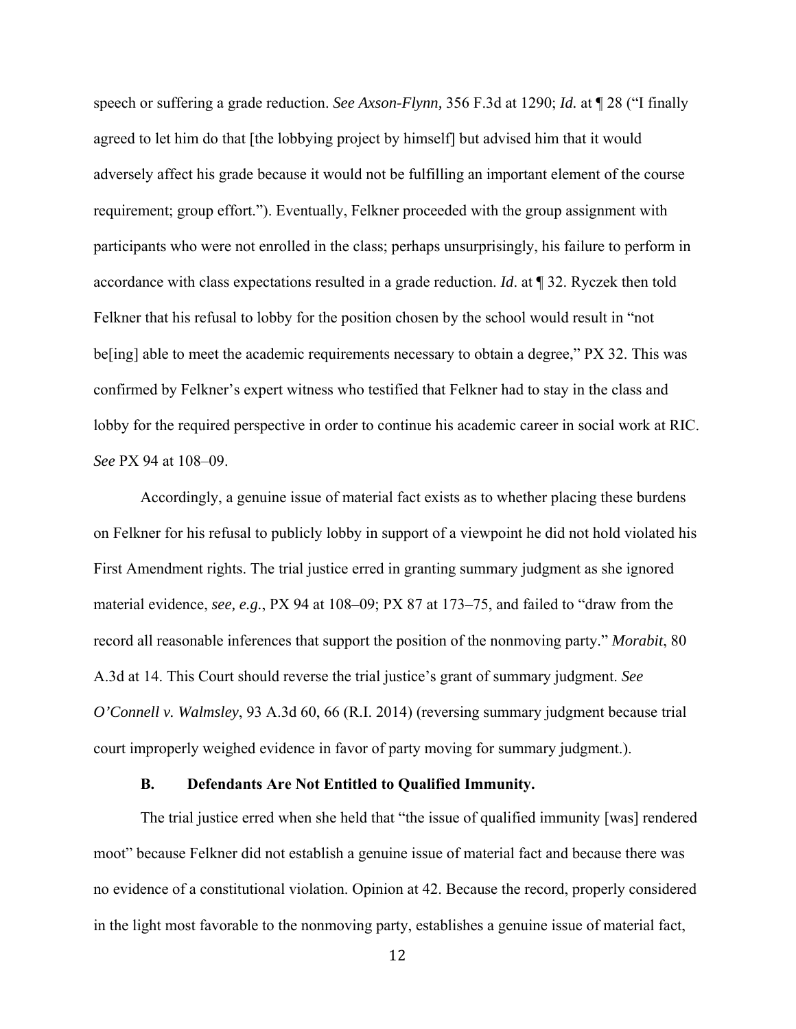speech or suffering a grade reduction. *See Axson-Flynn,* 356 F.3d at 1290; *Id.* at ¶ 28 ("I finally agreed to let him do that [the lobbying project by himself] but advised him that it would adversely affect his grade because it would not be fulfilling an important element of the course requirement; group effort."). Eventually, Felkner proceeded with the group assignment with participants who were not enrolled in the class; perhaps unsurprisingly, his failure to perform in accordance with class expectations resulted in a grade reduction. *Id*. at ¶ 32. Ryczek then told Felkner that his refusal to lobby for the position chosen by the school would result in "not be[ing] able to meet the academic requirements necessary to obtain a degree," PX 32. This was confirmed by Felkner's expert witness who testified that Felkner had to stay in the class and lobby for the required perspective in order to continue his academic career in social work at RIC. *See* PX 94 at 108–09.

Accordingly, a genuine issue of material fact exists as to whether placing these burdens on Felkner for his refusal to publicly lobby in support of a viewpoint he did not hold violated his First Amendment rights. The trial justice erred in granting summary judgment as she ignored material evidence, *see, e.g.*, PX 94 at 108–09; PX 87 at 173–75, and failed to "draw from the record all reasonable inferences that support the position of the nonmoving party." *Morabit*, 80 A.3d at 14. This Court should reverse the trial justice's grant of summary judgment. *See O'Connell v. Walmsley*, 93 A.3d 60, 66 (R.I. 2014) (reversing summary judgment because trial court improperly weighed evidence in favor of party moving for summary judgment.).

### B. Defendants Are Not Entitled to Qualified Immunity.

The trial justice erred when she held that "the issue of qualified immunity [was] rendered moot" because Felkner did not establish a genuine issue of material fact and because there was no evidence of a constitutional violation. Opinion at 42. Because the record, properly considered in the light most favorable to the nonmoving party, establishes a genuine issue of material fact,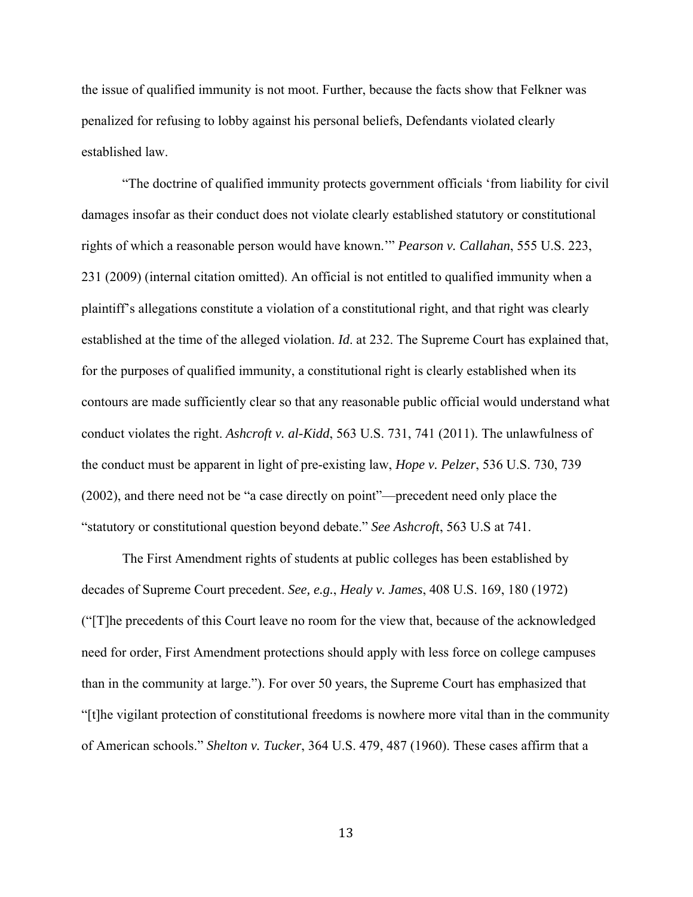the issue of qualified immunity is not moot. Further, because the facts show that Felkner was penalized for refusing to lobby against his personal beliefs, Defendants violated clearly established law.

"The doctrine of qualified immunity protects government officials 'from liability for civil damages insofar as their conduct does not violate clearly established statutory or constitutional rights of which a reasonable person would have known.'" *Pearson v. Callahan*, 555 U.S. 223, 231 (2009) (internal citation omitted). An official is not entitled to qualified immunity when a plaintiff's allegations constitute a violation of a constitutional right, and that right was clearly established at the time of the alleged violation. *Id*. at 232. The Supreme Court has explained that, for the purposes of qualified immunity, a constitutional right is clearly established when its contours are made sufficiently clear so that any reasonable public official would understand what conduct violates the right. *Ashcroft v. al-Kidd*, 563 U.S. 731, 741 (2011). The unlawfulness of the conduct must be apparent in light of pre-existing law, *Hope v. Pelzer*, 536 U.S. 730, 739 (2002), and there need not be "a case directly on point"—precedent need only place the "statutory or constitutional question beyond debate." *See Ashcroft*, 563 U.S at 741.

The First Amendment rights of students at public colleges has been established by decades of Supreme Court precedent. *See, e.g.*, *Healy v. James*, 408 U.S. 169, 180 (1972) ("[T]he precedents of this Court leave no room for the view that, because of the acknowledged need for order, First Amendment protections should apply with less force on college campuses than in the community at large."). For over 50 years, the Supreme Court has emphasized that "[t]he vigilant protection of constitutional freedoms is nowhere more vital than in the community of American schools." *Shelton v. Tucker*, 364 U.S. 479, 487 (1960). These cases affirm that a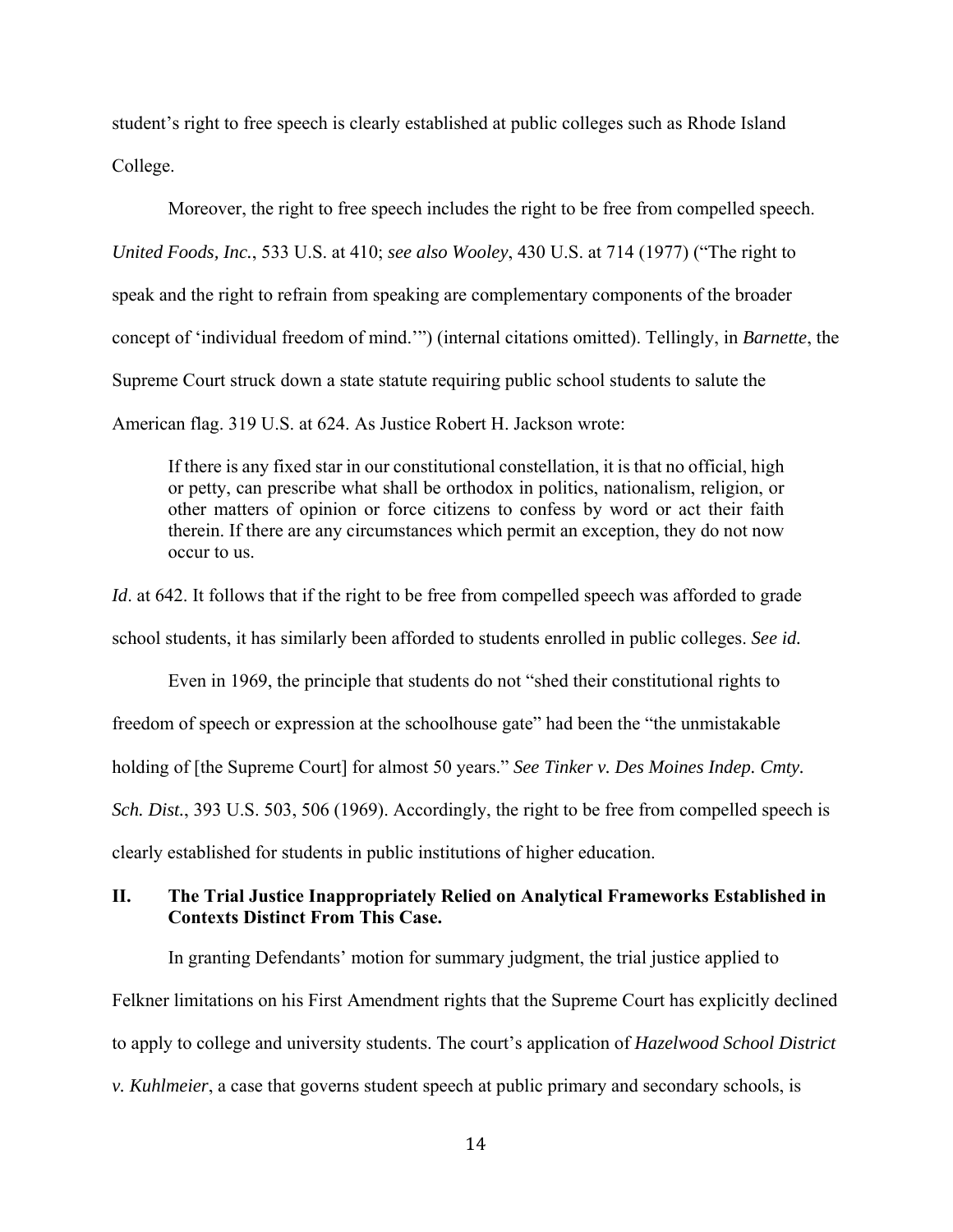student's right to free speech is clearly established at public colleges such as Rhode Island College.

Moreover, the right to free speech includes the right to be free from compelled speech. *United Foods, Inc.*, 533 U.S. at 410; *see also Wooley*, 430 U.S. at 714 (1977) ("The right to speak and the right to refrain from speaking are complementary components of the broader concept of 'individual freedom of mind.'") (internal citations omitted). Tellingly, in *Barnette*, the Supreme Court struck down a state statute requiring public school students to salute the American flag. 319 U.S. at 624. As Justice Robert H. Jackson wrote:

> If there is any fixed star in our constitutional constellation, it is that no official, high or petty, can prescribe what shall be orthodox in politics, nationalism, religion, or other matters of opinion or force citizens to confess by word or act their faith therein. If there are any circumstances which permit an exception, they do not now occur to us.

*Id*. at 642. It follows that if the right to be free from compelled speech was afforded to grade school students, it has similarly been afforded to students enrolled in public colleges. *See id.*

Even in 1969, the principle that students do not "shed their constitutional rights to freedom of speech or expression at the schoolhouse gate" had been the "the unmistakable holding of [the Supreme Court] for almost 50 years." *See Tinker v. Des Moines Indep. Cmty. Sch. Dist.*, 393 U.S. 503, 506 (1969). Accordingly, the right to be free from compelled speech is clearly established for students in public institutions of higher education.

## II. The Trial Justice Inappropriately Relied on Analytical Frameworks Established in Contexts Distinct From This Case.

In granting Defendants' motion for summary judgment, the trial justice applied to Felkner limitations on his First Amendment rights that the Supreme Court has explicitly declined to apply to college and university students. The court's application of *Hazelwood School District v. Kuhlmeier*, a case that governs student speech at public primary and secondary schools, is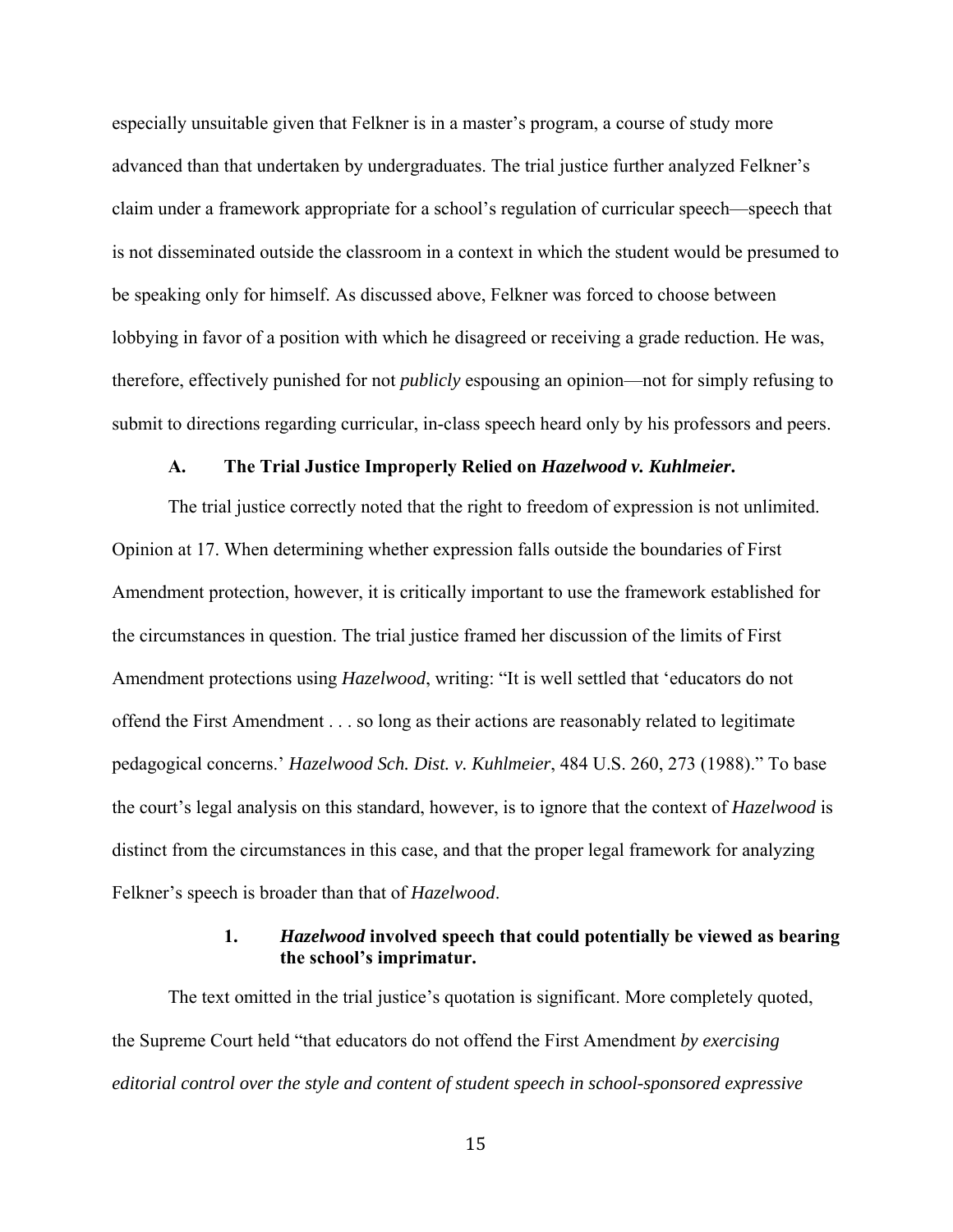especially unsuitable given that Felkner is in a master's program, a course of study more advanced than that undertaken by undergraduates. The trial justice further analyzed Felkner's claim under a framework appropriate for a school's regulation of curricular speech—speech that is not disseminated outside the classroom in a context in which the student would be presumed to be speaking only for himself. As discussed above, Felkner was forced to choose between lobbying in favor of a position with which he disagreed or receiving a grade reduction. He was, therefore, effectively punished for not *publicly* espousing an opinion—not for simply refusing to submit to directions regarding curricular, in-class speech heard only by his professors and peers.

### A. The Trial Justice Improperly Relied on *Hazelwood v. Kuhlmeier*.

The trial justice correctly noted that the right to freedom of expression is not unlimited. Opinion at 17. When determining whether expression falls outside the boundaries of First Amendment protection, however, it is critically important to use the framework established for the circumstances in question. The trial justice framed her discussion of the limits of First Amendment protections using *Hazelwood*, writing: "It is well settled that 'educators do not offend the First Amendment . . . so long as their actions are reasonably related to legitimate pedagogical concerns.' *Hazelwood Sch. Dist. v. Kuhlmeier*, 484 U.S. 260, 273 (1988)." To base the court's legal analysis on this standard, however, is to ignore that the context of *Hazelwood* is distinct from the circumstances in this case, and that the proper legal framework for analyzing Felkner's speech is broader than that of *Hazelwood*.

#### 1. *Hazelwood* involved speech that could potentially be viewed as bearing the school's imprimatur.

The text omitted in the trial justice's quotation is significant. More completely quoted, the Supreme Court held "that educators do not offend the First Amendment *by exercising editorial control over the style and content of student speech in school-sponsored expressive*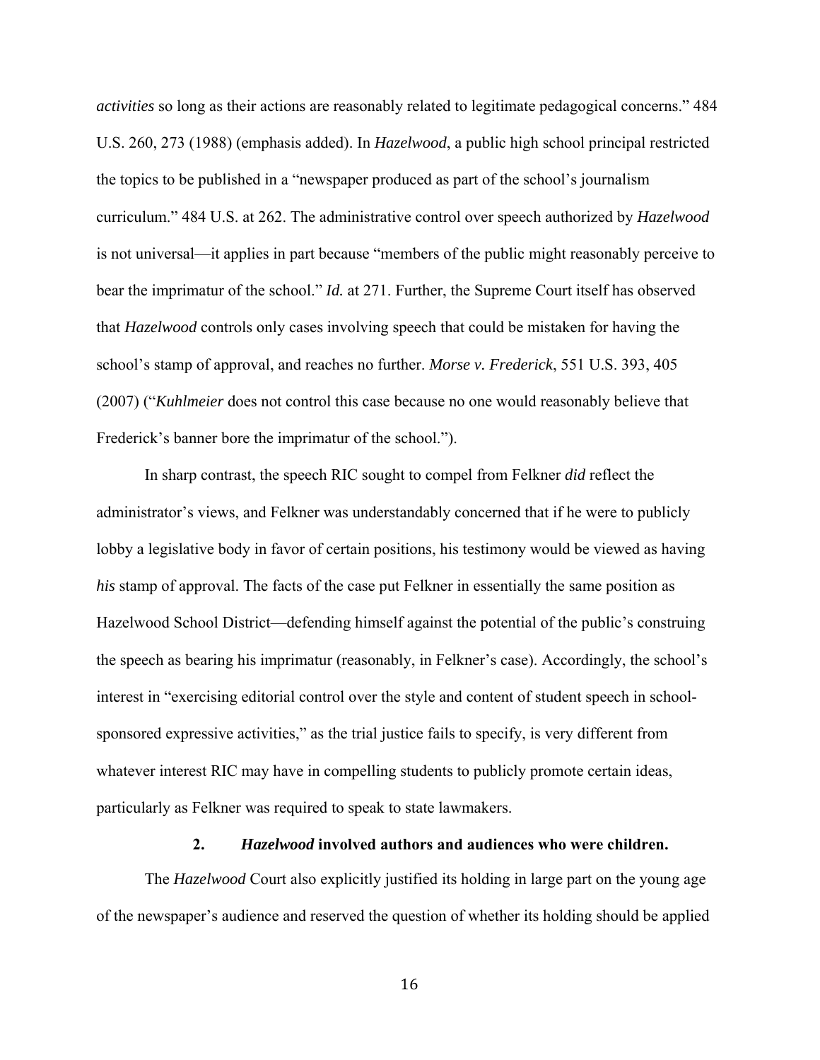*activities* so long as their actions are reasonably related to legitimate pedagogical concerns." 484 U.S. 260, 273 (1988) (emphasis added). In *Hazelwood*, a public high school principal restricted the topics to be published in a "newspaper produced as part of the school's journalism curriculum." 484 U.S. at 262. The administrative control over speech authorized by *Hazelwood* is not universal—it applies in part because "members of the public might reasonably perceive to bear the imprimatur of the school." *Id.* at 271. Further, the Supreme Court itself has observed that *Hazelwood* controls only cases involving speech that could be mistaken for having the school's stamp of approval, and reaches no further. *Morse v. Frederick*, 551 U.S. 393, 405 (2007) ("*Kuhlmeier* does not control this case because no one would reasonably believe that Frederick's banner bore the imprimatur of the school.").

In sharp contrast, the speech RIC sought to compel from Felkner *did* reflect the administrator's views, and Felkner was understandably concerned that if he were to publicly lobby a legislative body in favor of certain positions, his testimony would be viewed as having *his* stamp of approval. The facts of the case put Felkner in essentially the same position as Hazelwood School District—defending himself against the potential of the public's construing the speech as bearing his imprimatur (reasonably, in Felkner's case). Accordingly, the school's interest in "exercising editorial control over the style and content of student speech in school-sponsored expressive activities," as the trial justice fails to specify, is very different from whatever interest RIC may have in compelling students to publicly promote certain ideas, particularly as Felkner was required to speak to state lawmakers.

**2. *Hazelwood* involved authors and audiences who were children.**

The *Hazelwood* Court also explicitly justified its holding in large part on the young age of the newspaper's audience and reserved the question of whether its holding should be applied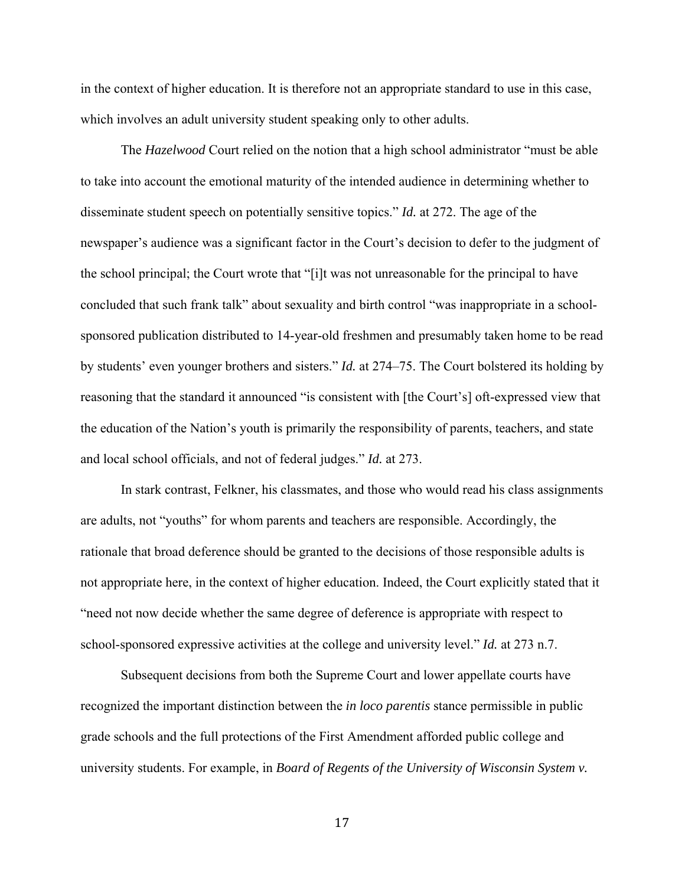in the context of higher education. It is therefore not an appropriate standard to use in this case, which involves an adult university student speaking only to other adults.

The *Hazelwood* Court relied on the notion that a high school administrator "must be able to take into account the emotional maturity of the intended audience in determining whether to disseminate student speech on potentially sensitive topics." *Id.* at 272. The age of the newspaper's audience was a significant factor in the Court's decision to defer to the judgment of the school principal; the Court wrote that "[i]t was not unreasonable for the principal to have concluded that such frank talk" about sexuality and birth control "was inappropriate in a school-sponsored publication distributed to 14-year-old freshmen and presumably taken home to be read by students' even younger brothers and sisters." *Id.* at 274–75. The Court bolstered its holding by reasoning that the standard it announced "is consistent with [the Court's] oft-expressed view that the education of the Nation's youth is primarily the responsibility of parents, teachers, and state and local school officials, and not of federal judges." *Id.* at 273.

In stark contrast, Felkner, his classmates, and those who would read his class assignments are adults, not "youths" for whom parents and teachers are responsible. Accordingly, the rationale that broad deference should be granted to the decisions of those responsible adults is not appropriate here, in the context of higher education. Indeed, the Court explicitly stated that it "need not now decide whether the same degree of deference is appropriate with respect to school-sponsored expressive activities at the college and university level." *Id.* at 273 n.7.

Subsequent decisions from both the Supreme Court and lower appellate courts have recognized the important distinction between the *in loco parentis* stance permissible in public grade schools and the full protections of the First Amendment afforded public college and university students. For example, in *Board of Regents of the University of Wisconsin System v.*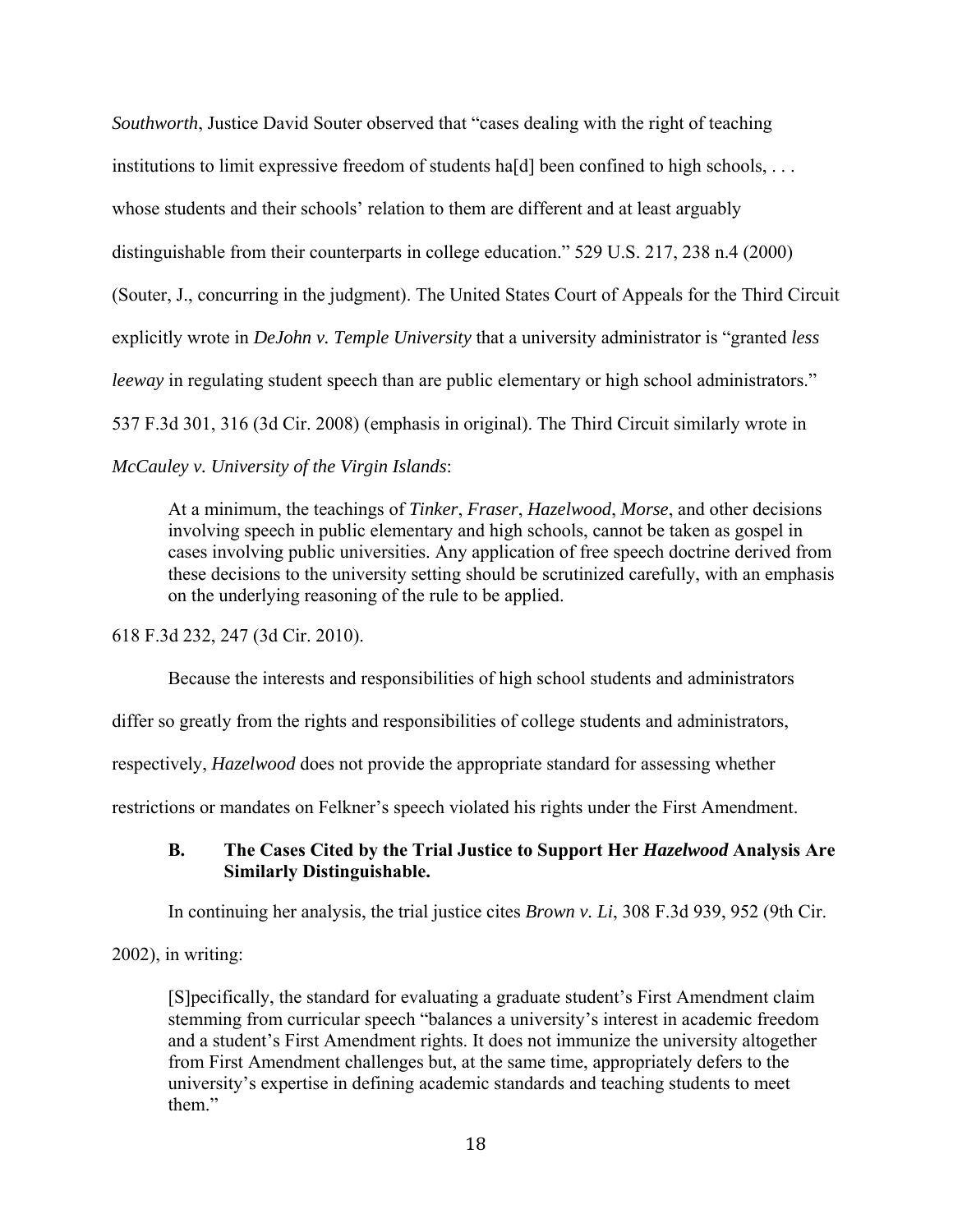*Southworth*, Justice David Souter observed that "cases dealing with the right of teaching institutions to limit expressive freedom of students ha[d] been confined to high schools, . . . whose students and their schools' relation to them are different and at least arguably distinguishable from their counterparts in college education." 529 U.S. 217, 238 n.4 (2000) (Souter, J., concurring in the judgment). The United States Court of Appeals for the Third Circuit explicitly wrote in *DeJohn v. Temple University* that a university administrator is "granted *less leeway* in regulating student speech than are public elementary or high school administrators." 537 F.3d 301, 316 (3d Cir. 2008) (emphasis in original). The Third Circuit similarly wrote in *McCauley v. University of the Virgin Islands*:

> At a minimum, the teachings of *Tinker*, *Fraser*, *Hazelwood*, *Morse*, and other decisions involving speech in public elementary and high schools, cannot be taken as gospel in cases involving public universities. Any application of free speech doctrine derived from these decisions to the university setting should be scrutinized carefully, with an emphasis on the underlying reasoning of the rule to be applied.

618 F.3d 232, 247 (3d Cir. 2010).

Because the interests and responsibilities of high school students and administrators differ so greatly from the rights and responsibilities of college students and administrators, respectively, *Hazelwood* does not provide the appropriate standard for assessing whether restrictions or mandates on Felkner's speech violated his rights under the First Amendment.

### B. The Cases Cited by the Trial Justice to Support Her *Hazelwood* Analysis Are Similarly Distinguishable.

In continuing her analysis, the trial justice cites *Brown v. Li*, 308 F.3d 939, 952 (9th Cir. 2002), in writing:

> [S]pecifically, the standard for evaluating a graduate student's First Amendment claim stemming from curricular speech "balances a university's interest in academic freedom and a student's First Amendment rights. It does not immunize the university altogether from First Amendment challenges but, at the same time, appropriately defers to the university's expertise in defining academic standards and teaching students to meet them."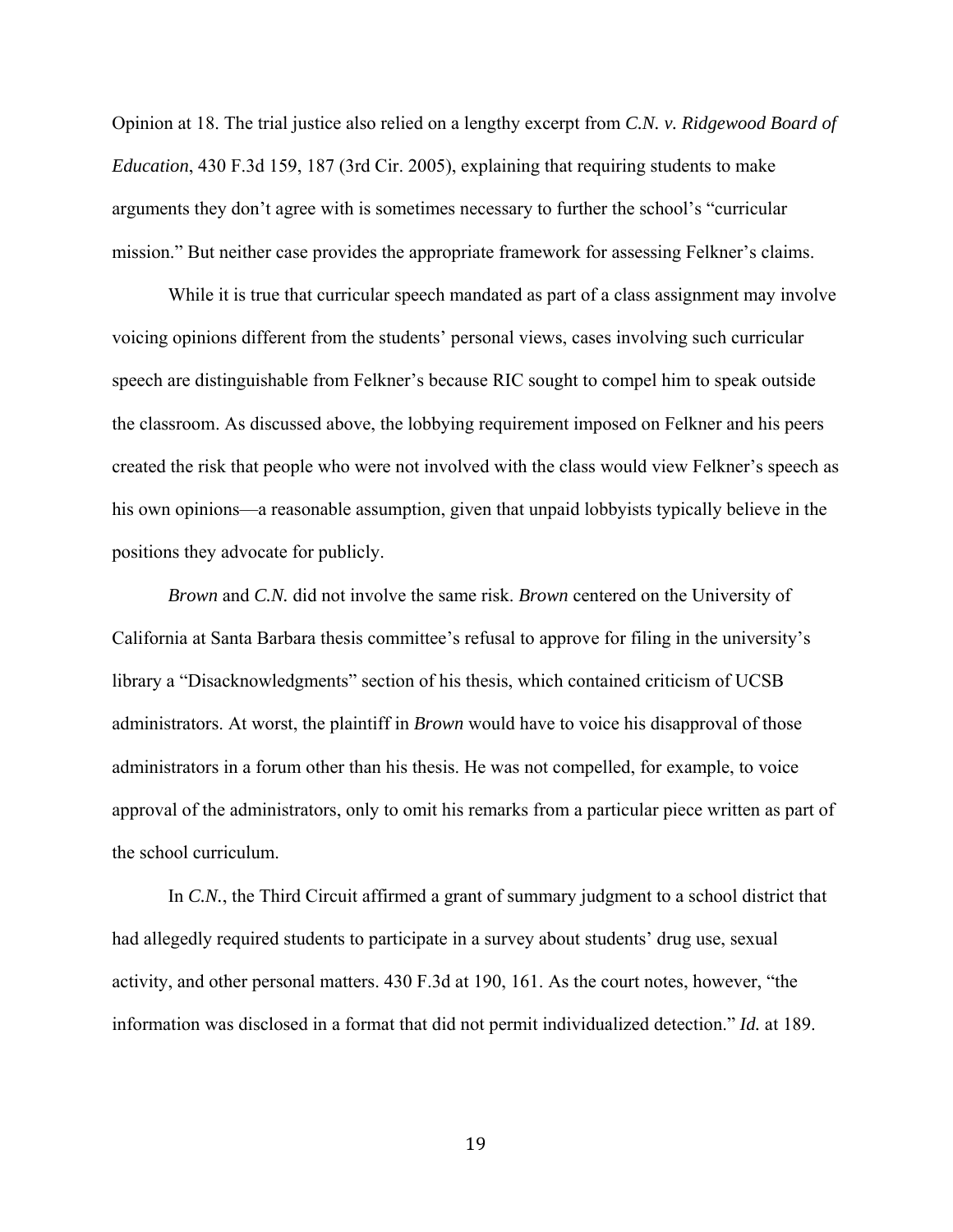Opinion at 18. The trial justice also relied on a lengthy excerpt from *C.N. v. Ridgewood Board of Education*, 430 F.3d 159, 187 (3rd Cir. 2005), explaining that requiring students to make arguments they don't agree with is sometimes necessary to further the school's "curricular mission." But neither case provides the appropriate framework for assessing Felkner's claims.

While it is true that curricular speech mandated as part of a class assignment may involve voicing opinions different from the students' personal views, cases involving such curricular speech are distinguishable from Felkner's because RIC sought to compel him to speak outside the classroom. As discussed above, the lobbying requirement imposed on Felkner and his peers created the risk that people who were not involved with the class would view Felkner's speech as his own opinions—a reasonable assumption, given that unpaid lobbyists typically believe in the positions they advocate for publicly.

*Brown* and *C.N.* did not involve the same risk. *Brown* centered on the University of California at Santa Barbara thesis committee's refusal to approve for filing in the university's library a "Disacknowledgments" section of his thesis, which contained criticism of UCSB administrators. At worst, the plaintiff in *Brown* would have to voice his disapproval of those administrators in a forum other than his thesis. He was not compelled, for example, to voice approval of the administrators, only to omit his remarks from a particular piece written as part of the school curriculum.

In *C.N.*, the Third Circuit affirmed a grant of summary judgment to a school district that had allegedly required students to participate in a survey about students' drug use, sexual activity, and other personal matters. 430 F.3d at 190, 161. As the court notes, however, "the information was disclosed in a format that did not permit individualized detection." *Id.* at 189.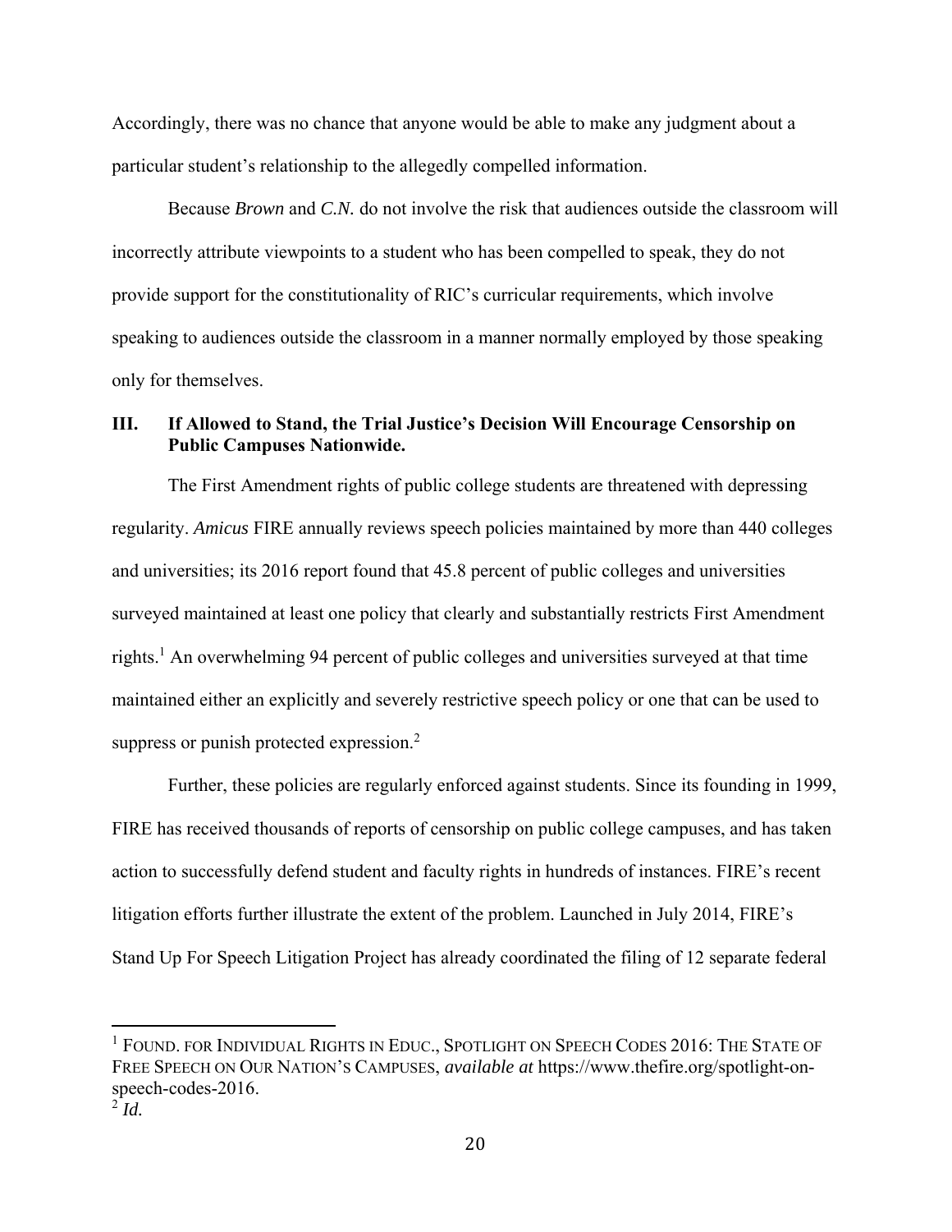Accordingly, there was no chance that anyone would be able to make any judgment about a particular student's relationship to the allegedly compelled information.

Because *Brown* and *C.N.* do not involve the risk that audiences outside the classroom will incorrectly attribute viewpoints to a student who has been compelled to speak, they do not provide support for the constitutionality of RIC's curricular requirements, which involve speaking to audiences outside the classroom in a manner normally employed by those speaking only for themselves.

### III. If Allowed to Stand, the Trial Justice's Decision Will Encourage Censorship on Public Campuses Nationwide.

The First Amendment rights of public college students are threatened with depressing regularity. *Amicus* FIRE annually reviews speech policies maintained by more than 440 colleges and universities; its 2016 report found that 45.8 percent of public colleges and universities surveyed maintained at least one policy that clearly and substantially restricts First Amendment rights.[1] An overwhelming 94 percent of public colleges and universities surveyed at that time maintained either an explicitly and severely restrictive speech policy or one that can be used to suppress or punish protected expression.[2]

Further, these policies are regularly enforced against students. Since its founding in 1999, FIRE has received thousands of reports of censorship on public college campuses, and has taken action to successfully defend student and faculty rights in hundreds of instances. FIRE's recent litigation efforts further illustrate the extent of the problem. Launched in July 2014, FIRE's Stand Up For Speech Litigation Project has already coordinated the filing of 12 separate federal

---

[1] FOUND. FOR INDIVIDUAL RIGHTS IN EDUC., SPOTLIGHT ON SPEECH CODES 2016: THE STATE OF FREE SPEECH ON OUR NATION'S CAMPUSES, *available at* https://www.thefire.org/spotlight-on-speech-codes-2016.

[2] *Id.*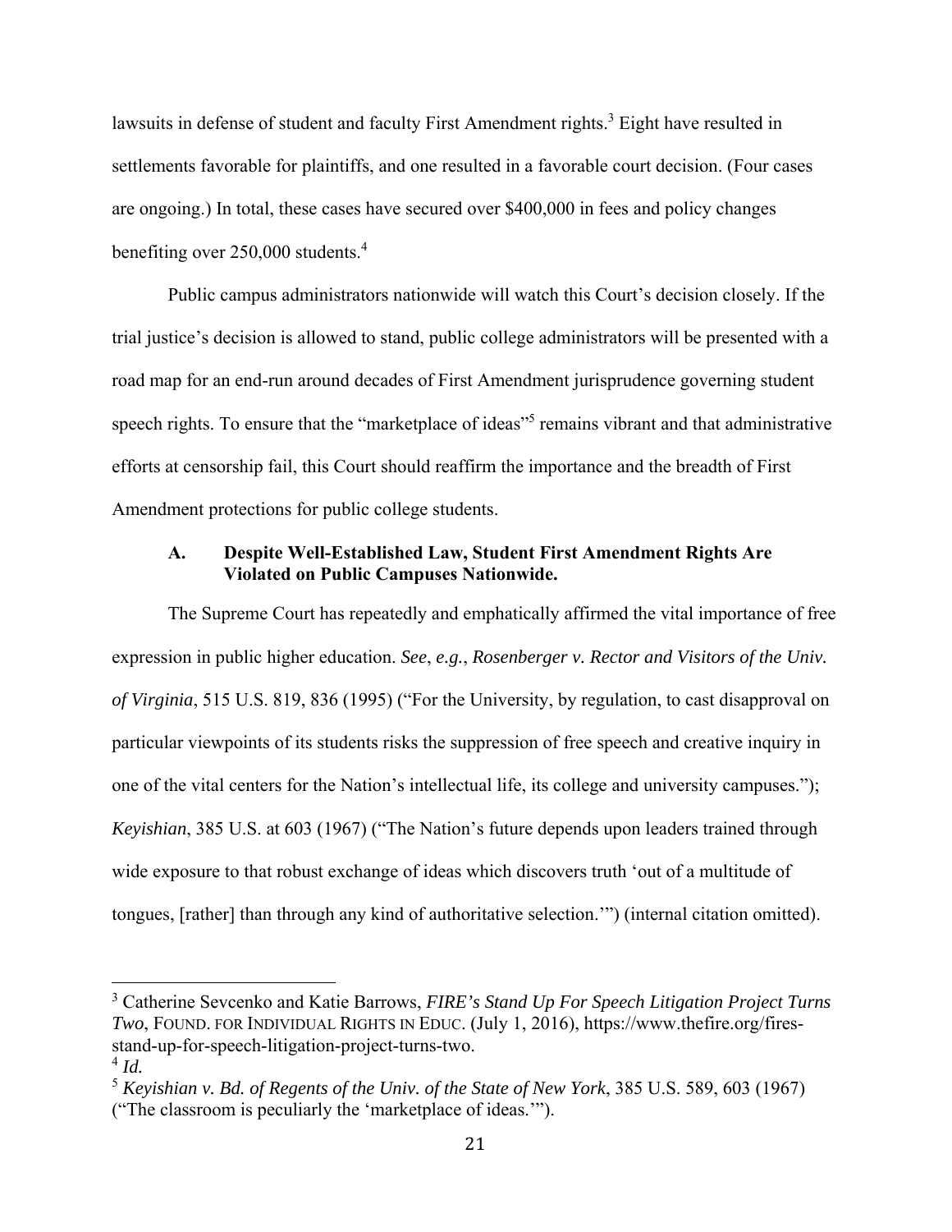lawsuits in defense of student and faculty First Amendment rights.[3] Eight have resulted in settlements favorable for plaintiffs, and one resulted in a favorable court decision. (Four cases are ongoing.) In total, these cases have secured over $400,000 in fees and policy changes benefiting over 250,000 students.[4]

Public campus administrators nationwide will watch this Court's decision closely. If the trial justice's decision is allowed to stand, public college administrators will be presented with a road map for an end-run around decades of First Amendment jurisprudence governing student speech rights. To ensure that the "marketplace of ideas"[5] remains vibrant and that administrative efforts at censorship fail, this Court should reaffirm the importance and the breadth of First Amendment protections for public college students.

### A. Despite Well-Established Law, Student First Amendment Rights Are Violated on Public Campuses Nationwide.

The Supreme Court has repeatedly and emphatically affirmed the vital importance of free expression in public higher education. *See*, *e.g.*, *Rosenberger v. Rector and Visitors of the Univ. of Virginia*, 515 U.S. 819, 836 (1995) ("For the University, by regulation, to cast disapproval on particular viewpoints of its students risks the suppression of free speech and creative inquiry in one of the vital centers for the Nation's intellectual life, its college and university campuses."); *Keyishian*, 385 U.S. at 603 (1967) ("The Nation's future depends upon leaders trained through wide exposure to that robust exchange of ideas which discovers truth 'out of a multitude of tongues, [rather] than through any kind of authoritative selection.'") (internal citation omitted).

---

[3] Catherine Sevcenko and Katie Barrows, *FIRE's Stand Up For Speech Litigation Project Turns Two*, FOUND. FOR INDIVIDUAL RIGHTS IN EDUC. (July 1, 2016), https://www.thefire.org/fires-stand-up-for-speech-litigation-project-turns-two.

[4] *Id.*

[5] *Keyishian v. Bd. of Regents of the Univ. of the State of New York*, 385 U.S. 589, 603 (1967) ("The classroom is peculiarly the 'marketplace of ideas.'").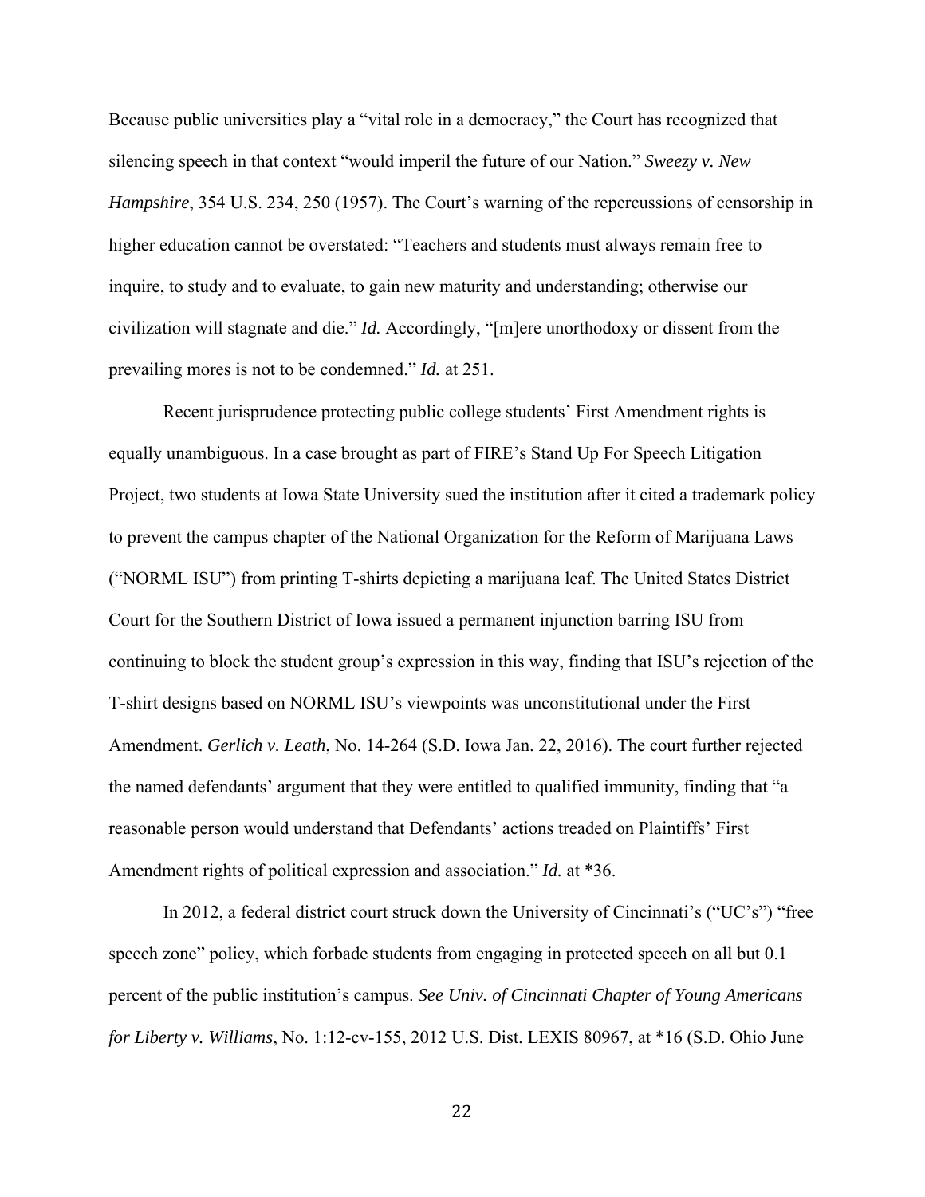Because public universities play a "vital role in a democracy," the Court has recognized that silencing speech in that context "would imperil the future of our Nation." *Sweezy v. New Hampshire*, 354 U.S. 234, 250 (1957). The Court's warning of the repercussions of censorship in higher education cannot be overstated: "Teachers and students must always remain free to inquire, to study and to evaluate, to gain new maturity and understanding; otherwise our civilization will stagnate and die." *Id.* Accordingly, "[m]ere unorthodoxy or dissent from the prevailing mores is not to be condemned." *Id.* at 251.

Recent jurisprudence protecting public college students' First Amendment rights is equally unambiguous. In a case brought as part of FIRE's Stand Up For Speech Litigation Project, two students at Iowa State University sued the institution after it cited a trademark policy to prevent the campus chapter of the National Organization for the Reform of Marijuana Laws ("NORML ISU") from printing T-shirts depicting a marijuana leaf. The United States District Court for the Southern District of Iowa issued a permanent injunction barring ISU from continuing to block the student group's expression in this way, finding that ISU's rejection of the T-shirt designs based on NORML ISU's viewpoints was unconstitutional under the First Amendment. *Gerlich v. Leath*, No. 14-264 (S.D. Iowa Jan. 22, 2016). The court further rejected the named defendants' argument that they were entitled to qualified immunity, finding that "a reasonable person would understand that Defendants' actions treaded on Plaintiffs' First Amendment rights of political expression and association." *Id.* at *36.

In 2012, a federal district court struck down the University of Cincinnati's ("UC's") "free speech zone" policy, which forbade students from engaging in protected speech on all but 0.1 percent of the public institution's campus. *See Univ. of Cincinnati Chapter of Young Americans for Liberty v. Williams*, No. 1:12-cv-155, 2012 U.S. Dist. LEXIS 80967, at *16 (S.D. Ohio June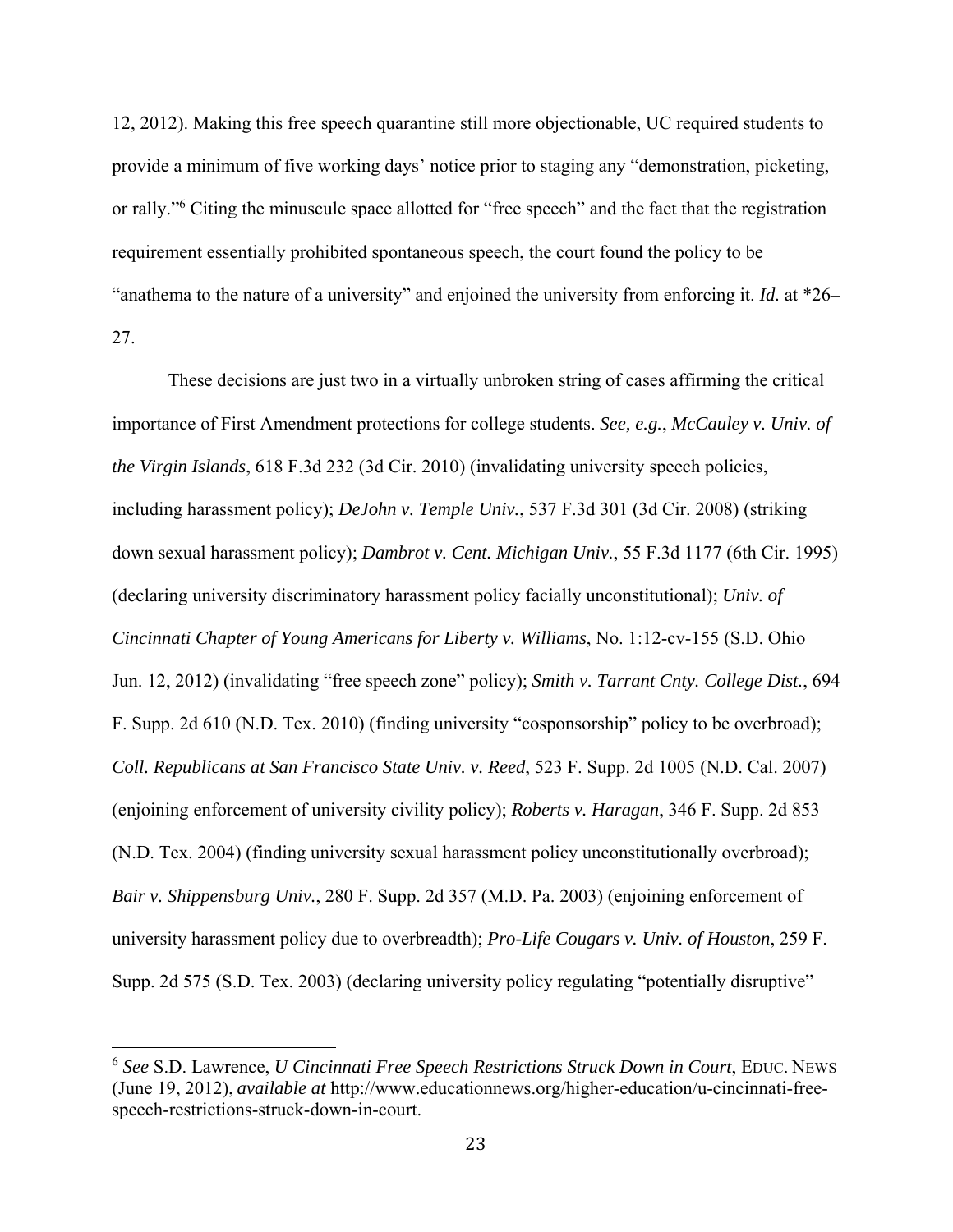12, 2012). Making this free speech quarantine still more objectionable, UC required students to provide a minimum of five working days' notice prior to staging any "demonstration, picketing, or rally."[6] Citing the minuscule space allotted for "free speech" and the fact that the registration requirement essentially prohibited spontaneous speech, the court found the policy to be "anathema to the nature of a university" and enjoined the university from enforcing it. *Id.* at *26–27.

These decisions are just two in a virtually unbroken string of cases affirming the critical importance of First Amendment protections for college students. *See, e.g.*, *McCauley v. Univ. of the Virgin Islands*, 618 F.3d 232 (3d Cir. 2010) (invalidating university speech policies, including harassment policy); *DeJohn v. Temple Univ.*, 537 F.3d 301 (3d Cir. 2008) (striking down sexual harassment policy); *Dambrot v. Cent. Michigan Univ.*, 55 F.3d 1177 (6th Cir. 1995) (declaring university discriminatory harassment policy facially unconstitutional); *Univ. of Cincinnati Chapter of Young Americans for Liberty v. Williams*, No. 1:12-cv-155 (S.D. Ohio Jun. 12, 2012) (invalidating "free speech zone" policy); *Smith v. Tarrant Cnty. College Dist.*, 694 F. Supp. 2d 610 (N.D. Tex. 2010) (finding university "cosponsorship" policy to be overbroad); *Coll. Republicans at San Francisco State Univ. v. Reed*, 523 F. Supp. 2d 1005 (N.D. Cal. 2007) (enjoining enforcement of university civility policy); *Roberts v. Haragan*, 346 F. Supp. 2d 853 (N.D. Tex. 2004) (finding university sexual harassment policy unconstitutionally overbroad); *Bair v. Shippensburg Univ.*, 280 F. Supp. 2d 357 (M.D. Pa. 2003) (enjoining enforcement of university harassment policy due to overbreadth); *Pro-Life Cougars v. Univ. of Houston*, 259 F. Supp. 2d 575 (S.D. Tex. 2003) (declaring university policy regulating "potentially disruptive"

---

[6] *See* S.D. Lawrence, *U Cincinnati Free Speech Restrictions Struck Down in Court*, EDUC. NEWS (June 19, 2012), *available at* http://www.educationnews.org/higher-education/u-cincinnati-free-speech-restrictions-struck-down-in-court.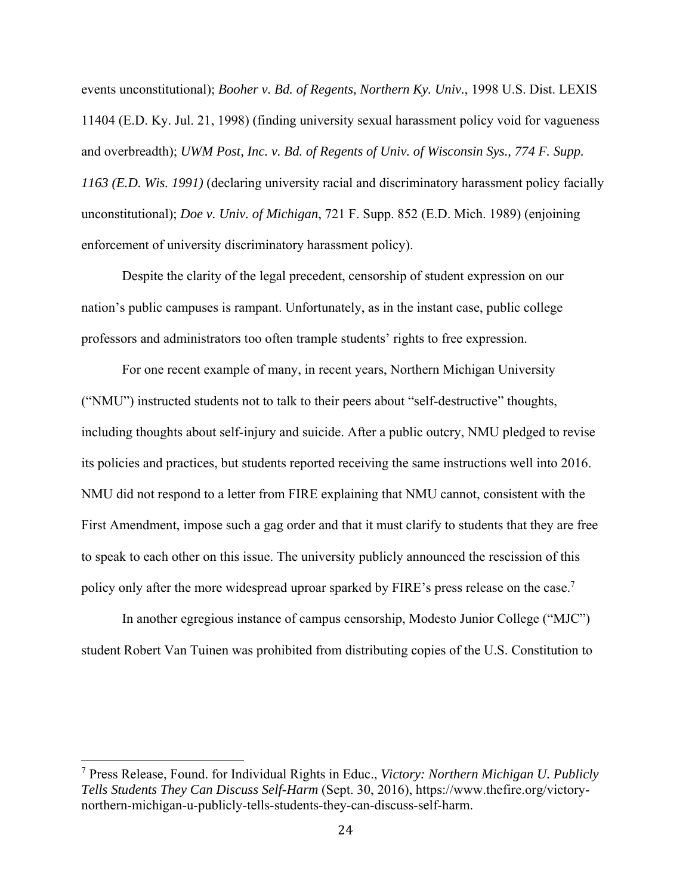events unconstitutional); *Booher v. Bd. of Regents, Northern Ky. Univ.*, 1998 U.S. Dist. LEXIS 11404 (E.D. Ky. Jul. 21, 1998) (finding university sexual harassment policy void for vagueness and overbreadth); *UWM Post, Inc. v. Bd. of Regents of Univ. of Wisconsin Sys., 774 F. Supp. 1163 (E.D. Wis. 1991)* (declaring university racial and discriminatory harassment policy facially unconstitutional); *Doe v. Univ. of Michigan*, 721 F. Supp. 852 (E.D. Mich. 1989) (enjoining enforcement of university discriminatory harassment policy).

Despite the clarity of the legal precedent, censorship of student expression on our nation's public campuses is rampant. Unfortunately, as in the instant case, public college professors and administrators too often trample students' rights to free expression.

For one recent example of many, in recent years, Northern Michigan University ("NMU") instructed students not to talk to their peers about "self-destructive" thoughts, including thoughts about self-injury and suicide. After a public outcry, NMU pledged to revise its policies and practices, but students reported receiving the same instructions well into 2016. NMU did not respond to a letter from FIRE explaining that NMU cannot, consistent with the First Amendment, impose such a gag order and that it must clarify to students that they are free to speak to each other on this issue. The university publicly announced the rescission of this policy only after the more widespread uproar sparked by FIRE's press release on the case.[7]

In another egregious instance of campus censorship, Modesto Junior College ("MJC") student Robert Van Tuinen was prohibited from distributing copies of the U.S. Constitution to

---

[7] Press Release, Found. for Individual Rights in Educ., *Victory: Northern Michigan U. Publicly Tells Students They Can Discuss Self-Harm* (Sept. 30, 2016), https://www.thefire.org/victory-northern-michigan-u-publicly-tells-students-they-can-discuss-self-harm.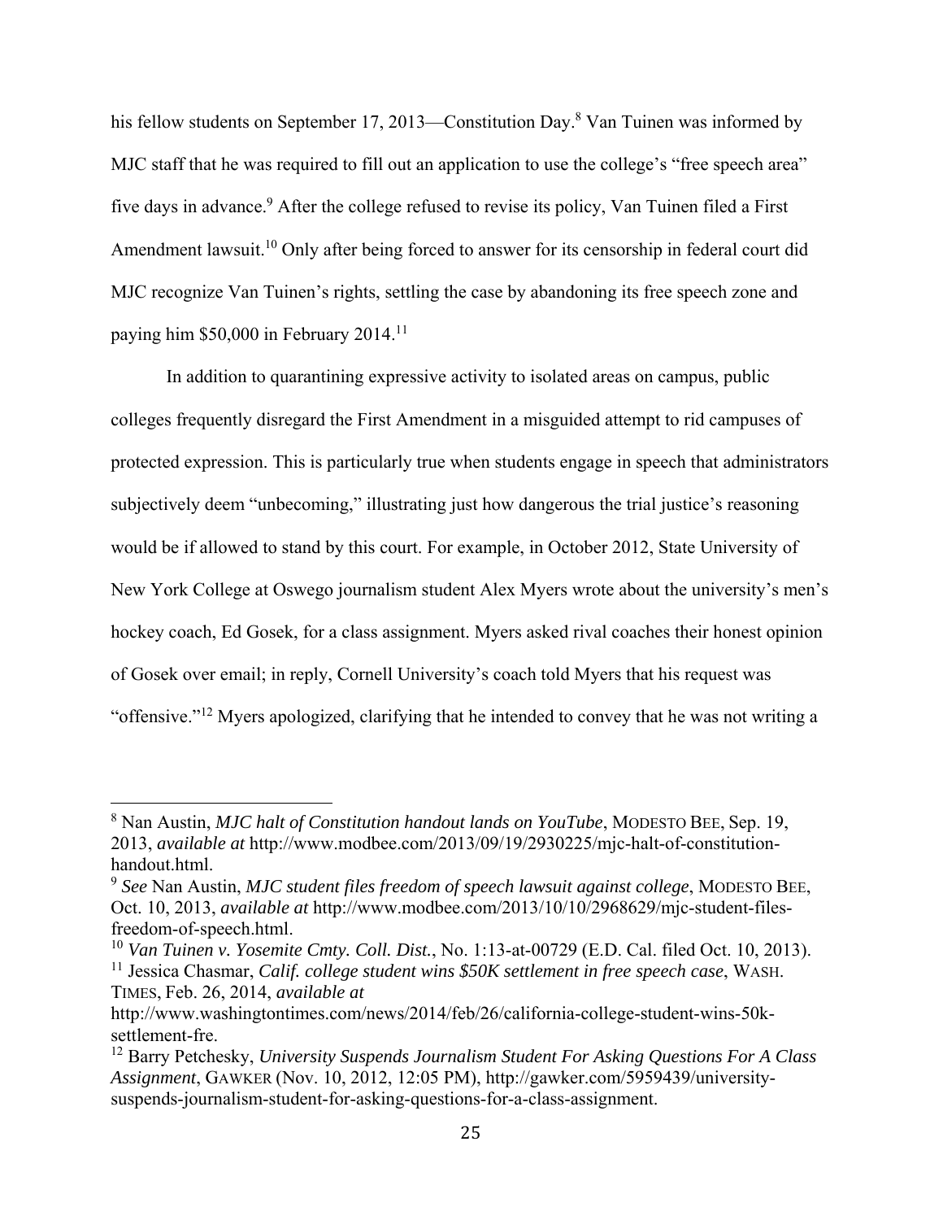his fellow students on September 17, 2013—Constitution Day.[8] Van Tuinen was informed by MJC staff that he was required to fill out an application to use the college's "free speech area" five days in advance.[9] After the college refused to revise its policy, Van Tuinen filed a First Amendment lawsuit.[10] Only after being forced to answer for its censorship in federal court did MJC recognize Van Tuinen's rights, settling the case by abandoning its free speech zone and paying him $50,000 in February 2014.[11]

In addition to quarantining expressive activity to isolated areas on campus, public colleges frequently disregard the First Amendment in a misguided attempt to rid campuses of protected expression. This is particularly true when students engage in speech that administrators subjectively deem "unbecoming," illustrating just how dangerous the trial justice's reasoning would be if allowed to stand by this court. For example, in October 2012, State University of New York College at Oswego journalism student Alex Myers wrote about the university's men's hockey coach, Ed Gosek, for a class assignment. Myers asked rival coaches their honest opinion of Gosek over email; in reply, Cornell University's coach told Myers that his request was "offensive."[12] Myers apologized, clarifying that he intended to convey that he was not writing a

---

[8] Nan Austin, *MJC halt of Constitution handout lands on YouTube*, MODESTO BEE, Sep. 19, 2013, *available at* http://www.modbee.com/2013/09/19/2930225/mjc-halt-of-constitution-handout.html.

[9] *See* Nan Austin, *MJC student files freedom of speech lawsuit against college*, MODESTO BEE, Oct. 10, 2013, *available at* http://www.modbee.com/2013/10/10/2968629/mjc-student-files-freedom-of-speech.html.

[10] *Van Tuinen v. Yosemite Cmty. Coll. Dist.*, No. 1:13-at-00729 (E.D. Cal. filed Oct. 10, 2013).

[11] Jessica Chasmar, *Calif. college student wins $50K settlement in free speech case*, WASH. TIMES, Feb. 26, 2014, *available at* http://www.washingtontimes.com/news/2014/feb/26/california-college-student-wins-50k-settlement-fre.

[12] Barry Petchesky, *University Suspends Journalism Student For Asking Questions For A Class Assignment*, GAWKER (Nov. 10, 2012, 12:05 PM), http://gawker.com/5959439/university-suspends-journalism-student-for-asking-questions-for-a-class-assignment.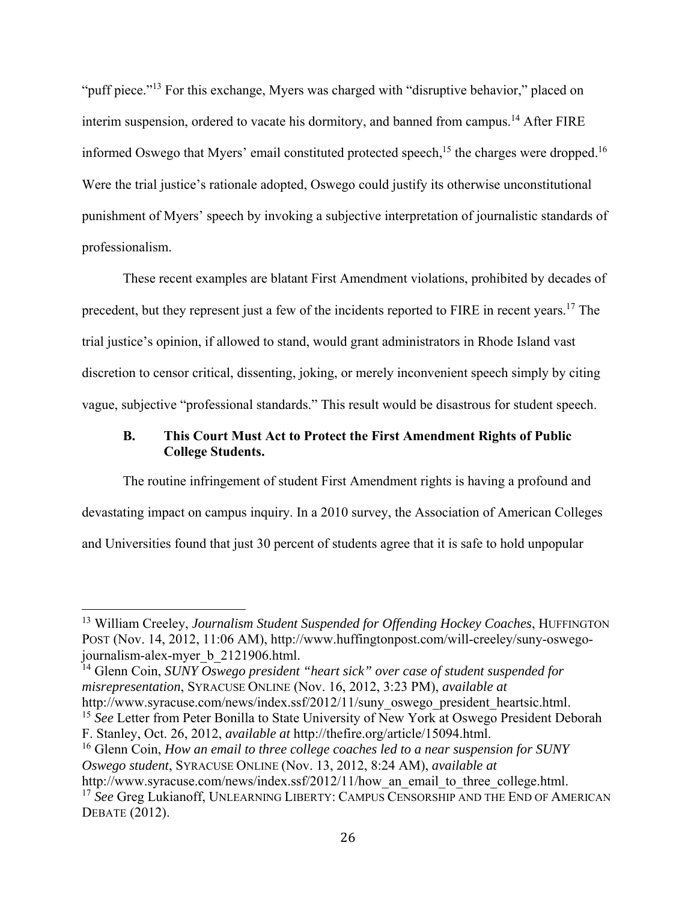"puff piece."[13] For this exchange, Myers was charged with "disruptive behavior," placed on interim suspension, ordered to vacate his dormitory, and banned from campus.[14] After FIRE informed Oswego that Myers' email constituted protected speech,[15] the charges were dropped.[16] Were the trial justice's rationale adopted, Oswego could justify its otherwise unconstitutional punishment of Myers' speech by invoking a subjective interpretation of journalistic standards of professionalism.

These recent examples are blatant First Amendment violations, prohibited by decades of precedent, but they represent just a few of the incidents reported to FIRE in recent years.[17] The trial justice's opinion, if allowed to stand, would grant administrators in Rhode Island vast discretion to censor critical, dissenting, joking, or merely inconvenient speech simply by citing vague, subjective "professional standards." This result would be disastrous for student speech.

### B. This Court Must Act to Protect the First Amendment Rights of Public College Students.

The routine infringement of student First Amendment rights is having a profound and devastating impact on campus inquiry. In a 2010 survey, the Association of American Colleges and Universities found that just 30 percent of students agree that it is safe to hold unpopular

---

[13] William Creeley, *Journalism Student Suspended for Offending Hockey Coaches*, HUFFINGTON POST (Nov. 14, 2012, 11:06 AM), http://www.huffingtonpost.com/will-creeley/suny-oswego-journalism-alex-myer_b_2121906.html.

[14] Glenn Coin, *SUNY Oswego president "heart sick" over case of student suspended for misrepresentation*, SYRACUSE ONLINE (Nov. 16, 2012, 3:23 PM), *available at* http://www.syracuse.com/news/index.ssf/2012/11/suny_oswego_president_heartsic.html.

[15] *See* Letter from Peter Bonilla to State University of New York at Oswego President Deborah F. Stanley, Oct. 26, 2012, *available at* http://thefire.org/article/15094.html.

[16] Glenn Coin, *How an email to three college coaches led to a near suspension for SUNY Oswego student*, SYRACUSE ONLINE (Nov. 13, 2012, 8:24 AM), *available at* http://www.syracuse.com/news/index.ssf/2012/11/how_an_email_to_three_college.html.

[17] *See* Greg Lukianoff, UNLEARNING LIBERTY: CAMPUS CENSORSHIP AND THE END OF AMERICAN DEBATE (2012).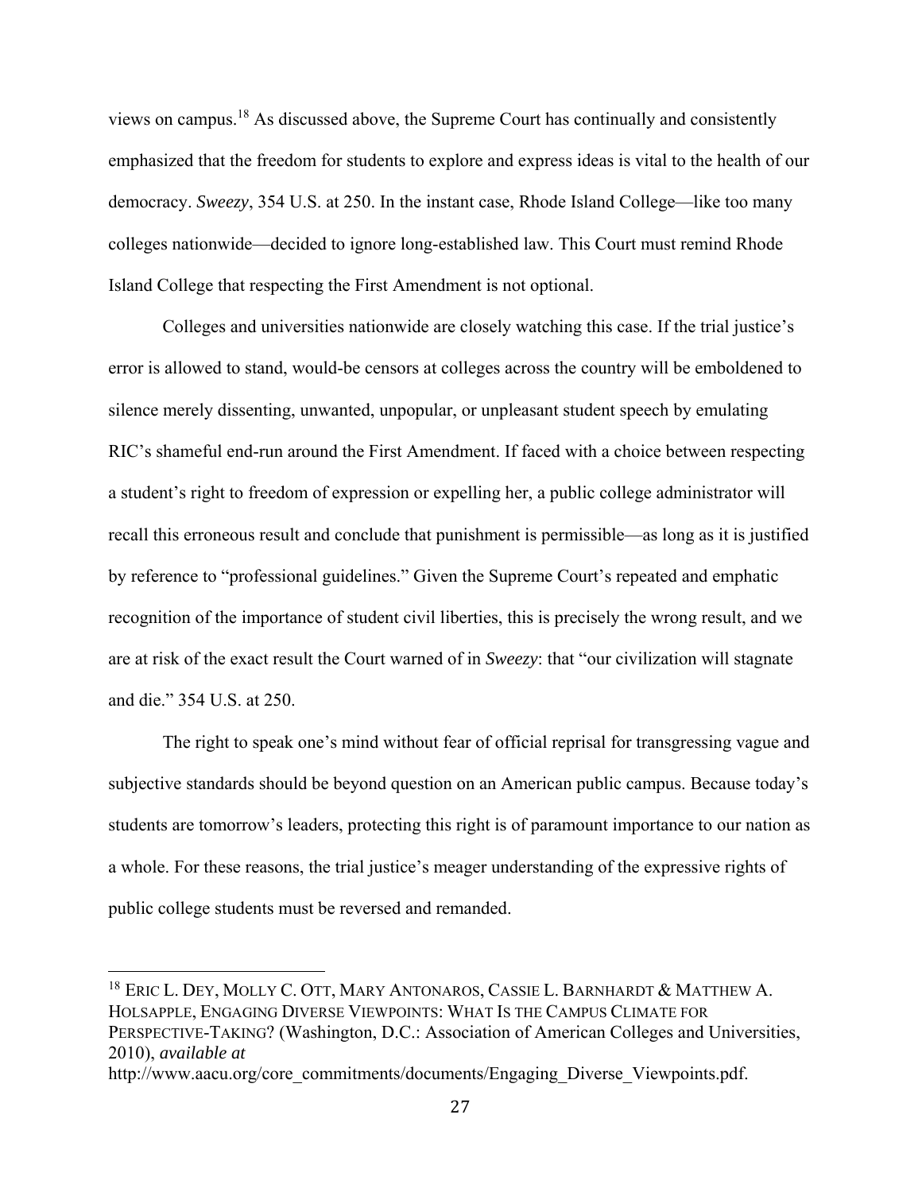views on campus.[18] As discussed above, the Supreme Court has continually and consistently emphasized that the freedom for students to explore and express ideas is vital to the health of our democracy. *Sweezy*, 354 U.S. at 250. In the instant case, Rhode Island College—like too many colleges nationwide—decided to ignore long-established law. This Court must remind Rhode Island College that respecting the First Amendment is not optional.

Colleges and universities nationwide are closely watching this case. If the trial justice's error is allowed to stand, would-be censors at colleges across the country will be emboldened to silence merely dissenting, unwanted, unpopular, or unpleasant student speech by emulating RIC's shameful end-run around the First Amendment. If faced with a choice between respecting a student's right to freedom of expression or expelling her, a public college administrator will recall this erroneous result and conclude that punishment is permissible—as long as it is justified by reference to "professional guidelines." Given the Supreme Court's repeated and emphatic recognition of the importance of student civil liberties, this is precisely the wrong result, and we are at risk of the exact result the Court warned of in *Sweezy*: that "our civilization will stagnate and die." 354 U.S. at 250.

The right to speak one's mind without fear of official reprisal for transgressing vague and subjective standards should be beyond question on an American public campus. Because today's students are tomorrow's leaders, protecting this right is of paramount importance to our nation as a whole. For these reasons, the trial justice's meager understanding of the expressive rights of public college students must be reversed and remanded.

---

[18] ERIC L. DEY, MOLLY C. OTT, MARY ANTONAROS, CASSIE L. BARNHARDT & MATTHEW A. HOLSAPPLE, ENGAGING DIVERSE VIEWPOINTS: WHAT IS THE CAMPUS CLIMATE FOR PERSPECTIVE-TAKING? (Washington, D.C.: Association of American Colleges and Universities, 2010), *available at* http://www.aacu.org/core_commitments/documents/Engaging_Diverse_Viewpoints.pdf.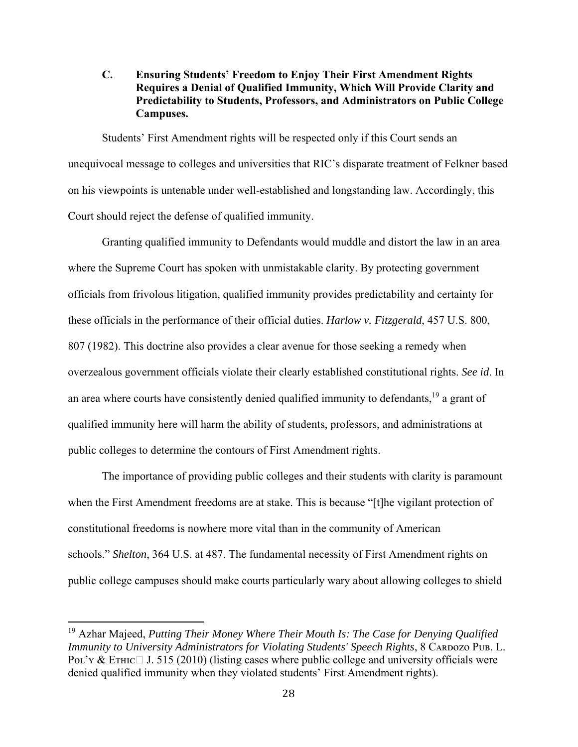### C. Ensuring Students' Freedom to Enjoy Their First Amendment Rights Requires a Denial of Qualified Immunity, Which Will Provide Clarity and Predictability to Students, Professors, and Administrators on Public College Campuses.

Students' First Amendment rights will be respected only if this Court sends an unequivocal message to colleges and universities that RIC's disparate treatment of Felkner based on his viewpoints is untenable under well-established and longstanding law. Accordingly, this Court should reject the defense of qualified immunity.

Granting qualified immunity to Defendants would muddle and distort the law in an area where the Supreme Court has spoken with unmistakable clarity. By protecting government officials from frivolous litigation, qualified immunity provides predictability and certainty for these officials in the performance of their official duties. *Harlow v. Fitzgerald*, 457 U.S. 800, 807 (1982). This doctrine also provides a clear avenue for those seeking a remedy when overzealous government officials violate their clearly established constitutional rights. *See id*. In an area where courts have consistently denied qualified immunity to defendants,[19] a grant of qualified immunity here will harm the ability of students, professors, and administrations at public colleges to determine the contours of First Amendment rights.

The importance of providing public colleges and their students with clarity is paramount when the First Amendment freedoms are at stake. This is because "[t]he vigilant protection of constitutional freedoms is nowhere more vital than in the community of American schools." *Shelton*, 364 U.S. at 487. The fundamental necessity of First Amendment rights on public college campuses should make courts particularly wary about allowing colleges to shield

---

[19] Azhar Majeed, *Putting Their Money Where Their Mouth Is: The Case for Denying Qualified Immunity to University Administrators for Violating Students' Speech Rights*, 8 Cardozo Pub. L. Pol'y & Ethic J. 515 (2010) (listing cases where public college and university officials were denied qualified immunity when they violated students' First Amendment rights).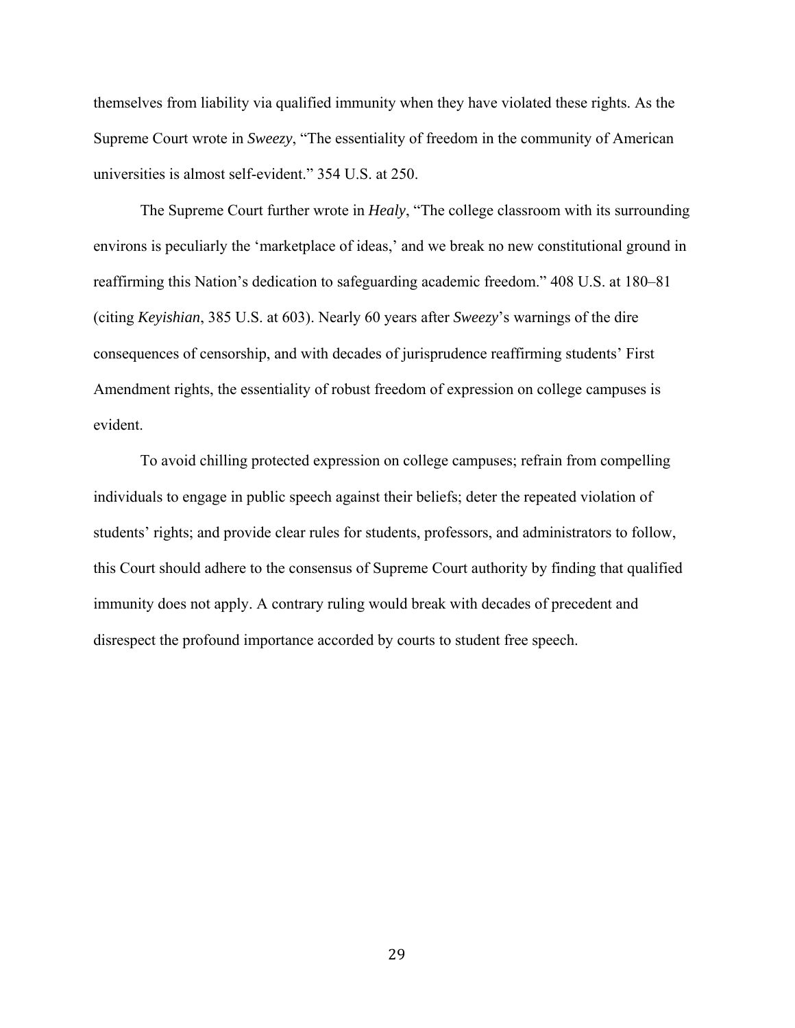themselves from liability via qualified immunity when they have violated these rights. As the Supreme Court wrote in *Sweezy*, "The essentiality of freedom in the community of American universities is almost self-evident." 354 U.S. at 250.

The Supreme Court further wrote in *Healy*, "The college classroom with its surrounding environs is peculiarly the 'marketplace of ideas,' and we break no new constitutional ground in reaffirming this Nation's dedication to safeguarding academic freedom." 408 U.S. at 180–81 (citing *Keyishian*, 385 U.S. at 603). Nearly 60 years after *Sweezy*'s warnings of the dire consequences of censorship, and with decades of jurisprudence reaffirming students' First Amendment rights, the essentiality of robust freedom of expression on college campuses is evident.

To avoid chilling protected expression on college campuses; refrain from compelling individuals to engage in public speech against their beliefs; deter the repeated violation of students' rights; and provide clear rules for students, professors, and administrators to follow, this Court should adhere to the consensus of Supreme Court authority by finding that qualified immunity does not apply. A contrary ruling would break with decades of precedent and disrespect the profound importance accorded by courts to student free speech.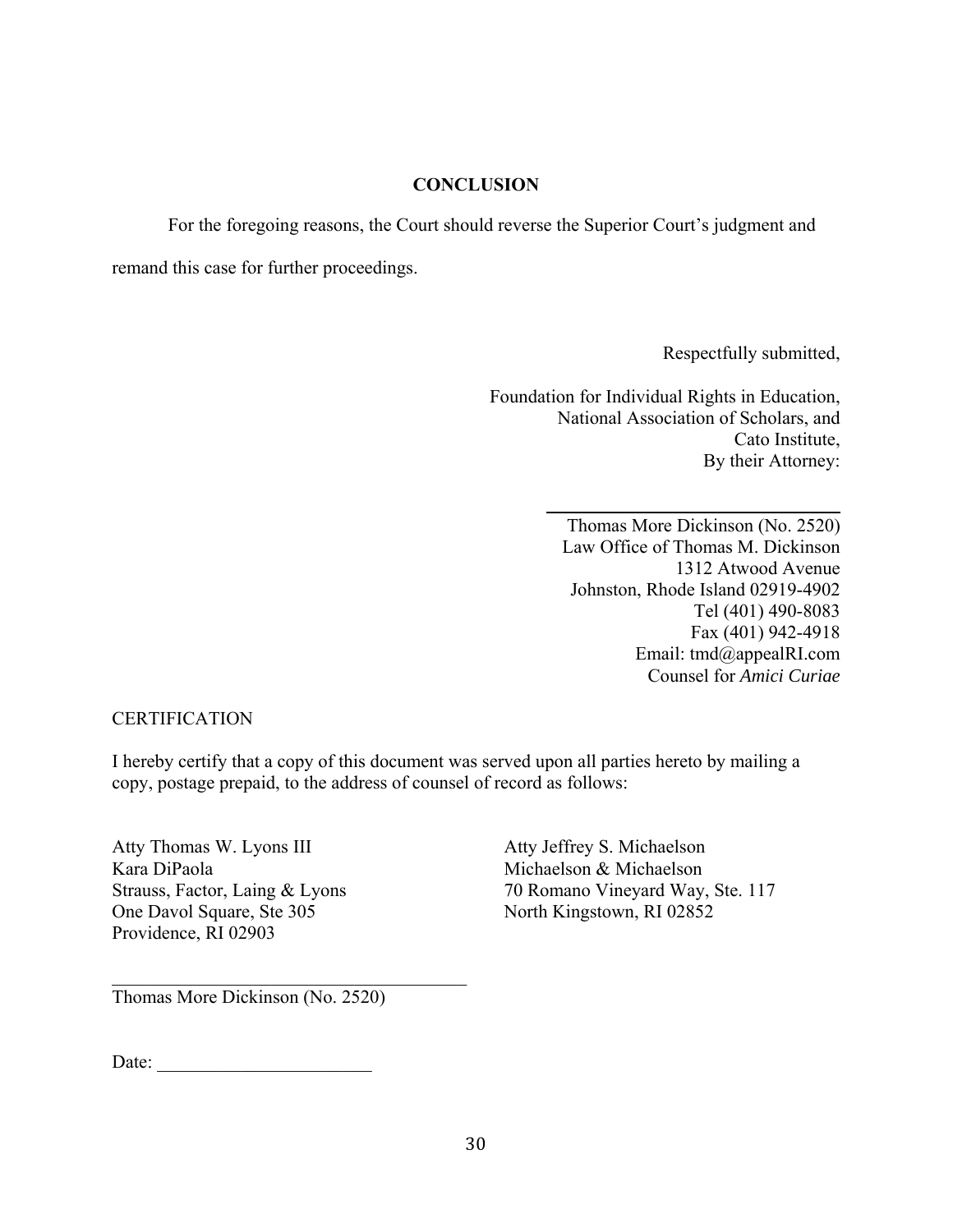## CONCLUSION

For the foregoing reasons, the Court should reverse the Superior Court's judgment and remand this case for further proceedings.

Respectfully submitted,

Foundation for Individual Rights in Education,
National Association of Scholars, and
Cato Institute,
By their Attorney:

\_\_\_\_\_\_\_\_\_\_\_\_\_\_\_\_\_\_\_\_\_\_\_\_\_\_\_\_\_\_
Thomas More Dickinson (No. 2520)
Law Office of Thomas M. Dickinson
1312 Atwood Avenue
Johnston, Rhode Island 02919-4902
Tel (401) 490-8083
Fax (401) 942-4918
Email: tmd@appealRI.com
Counsel for *Amici Curiae*

CERTIFICATION

I hereby certify that a copy of this document was served upon all parties hereto by mailing a copy, postage prepaid, to the address of counsel of record as follows:

Atty Thomas W. Lyons III
Kara DiPaola
Strauss, Factor, Laing & Lyons
One Davol Square, Ste 305
Providence, RI 02903

Atty Jeffrey S. Michaelson
Michaelson & Michaelson
70 Romano Vineyard Way, Ste. 117
North Kingstown, RI 02852

\_\_\_\_\_\_\_\_\_\_\_\_\_\_\_\_\_\_\_\_\_\_\_\_\_\_\_\_\_\_
Thomas More Dickinson (No. 2520)

Date: \_\_\_\_\_\_\_\_\_\_\_\_\_\_\_\_\_\_\_\_\_\_\_